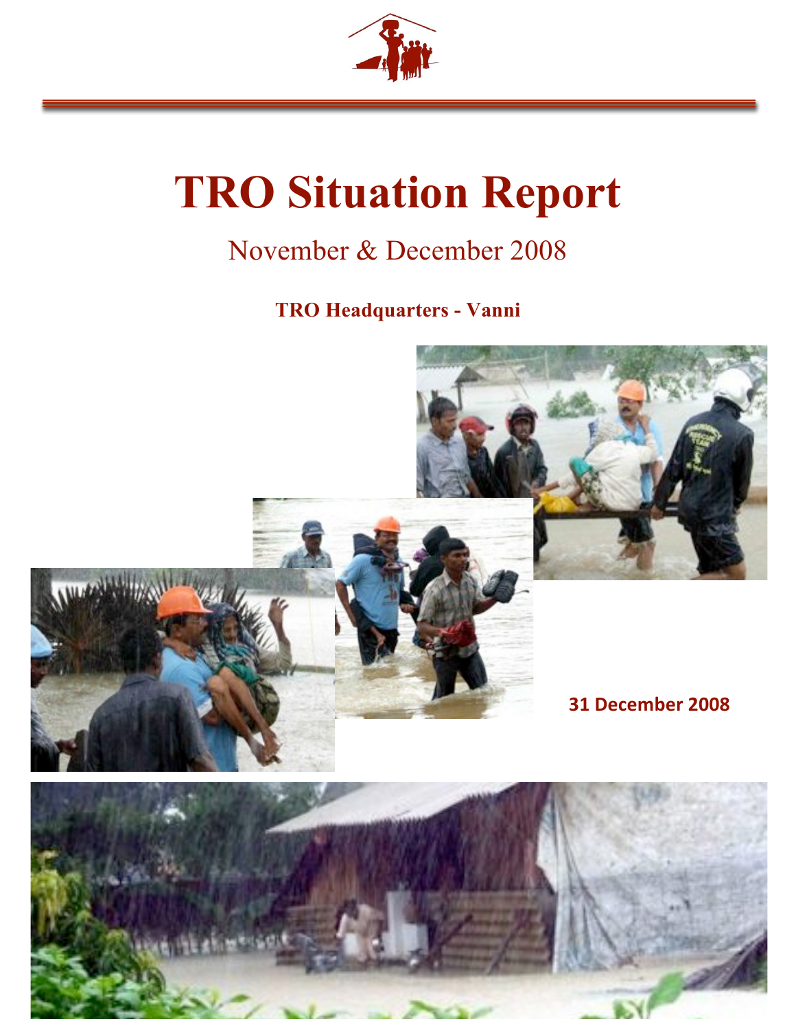# TRO Situation Report

November & December 2008

**TRO Headquarters - Vanni**

**31 December 2008**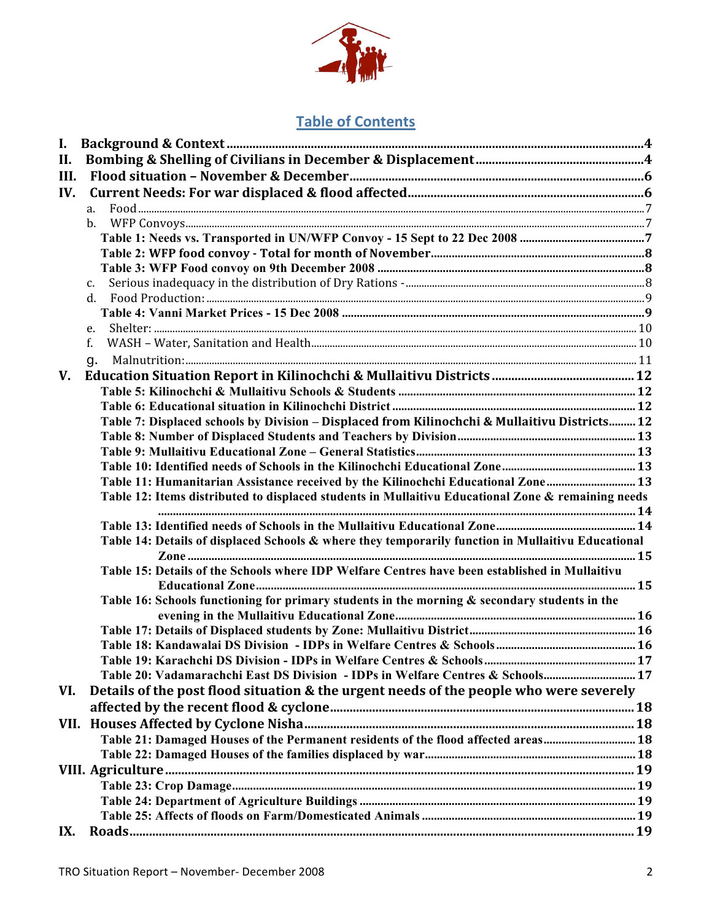## Table of Contents

- I. Background & Context ............................................. 4
- II. Bombing & Shelling of Civilians in December & Displacement ............................................. 4
- III. Flood situation – November & December ............................................. 6
- IV. Current Needs: For war displaced & flood affected ............................................. 6
  - a. Food ............................................. 7
  - b. WFP Convoys ............................................. 7
    - Table 1: Needs vs. Transported in UN/WFP Convoy - 15 Sept to 22 Dec 2008 ............................................. 7
    - Table 2: WFP food convoy - Total for month of November ............................................. 8
    - Table 3: WFP Food convoy on 9th December 2008 ............................................. 8
  - c. Serious inadequacy in the distribution of Dry Rations - ............................................. 8
  - d. Food Production: ............................................. 9
    - Table 4: Vanni Market Prices - 15 Dec 2008 ............................................. 9
  - e. Shelter: ............................................. 10
  - f. WASH – Water, Sanitation and Health ............................................. 10
  - g. Malnutrition: ............................................. 11
- V. Education Situation Report in Kilinochchi & Mullaitivu Districts ............................................. 12
  - Table 5: Kilinochchi & Mullaitivu Schools & Students ............................................. 12
  - Table 6: Educational situation in Kilinochchi District ............................................. 12
  - Table 7: Displaced schools by Division – Displaced from Kilinochchi & Mullaitivu Districts ............................................. 12
  - Table 8: Number of Displaced Students and Teachers by Division ............................................. 13
  - Table 9: Mullaitivu Educational Zone – General Statistics ............................................. 13
  - Table 10: Identified needs of Schools in the Kilinochchi Educational Zone ............................................. 13
  - Table 11: Humanitarian Assistance received by the Kilinochchi Educational Zone ............................................. 13
  - Table 12: Items distributed to displaced students in Mullaitivu Educational Zone & remaining needs ............................................. 14
  - Table 13: Identified needs of Schools in the Mullaitivu Educational Zone ............................................. 14
  - Table 14: Details of displaced Schools & where they temporarily function in Mullaitivu Educational Zone ............................................. 15
  - Table 15: Details of the Schools where IDP Welfare Centres have been established in Mullaitivu Educational Zone ............................................. 15
  - Table 16: Schools functioning for primary students in the morning & secondary students in the evening in the Mullaitivu Educational Zone ............................................. 16
  - Table 17: Details of Displaced students by Zone: Mullaitivu District ............................................. 16
  - Table 18: Kandawalai DS Division - IDPs in Welfare Centres & Schools ............................................. 16
  - Table 19: Karachchi DS Division - IDPs in Welfare Centres & Schools ............................................. 17
  - Table 20: Vadamarachchi East DS Division - IDPs in Welfare Centres & Schools ............................................. 17
- VI. Details of the post flood situation & the urgent needs of the people who were severely affected by the recent flood & cyclone ............................................. 18
- VII. Houses Affected by Cyclone Nisha ............................................. 18
  - Table 21: Damaged Houses of the Permanent residents of the flood affected areas ............................................. 18
  - Table 22: Damaged Houses of the families displaced by war ............................................. 18
- VIII. Agriculture ............................................. 19
  - Table 23: Crop Damage ............................................. 19
  - Table 24: Department of Agriculture Buildings ............................................. 19
  - Table 25: Affects of floods on Farm/Domesticated Animals ............................................. 19
- IX. Roads ............................................. 19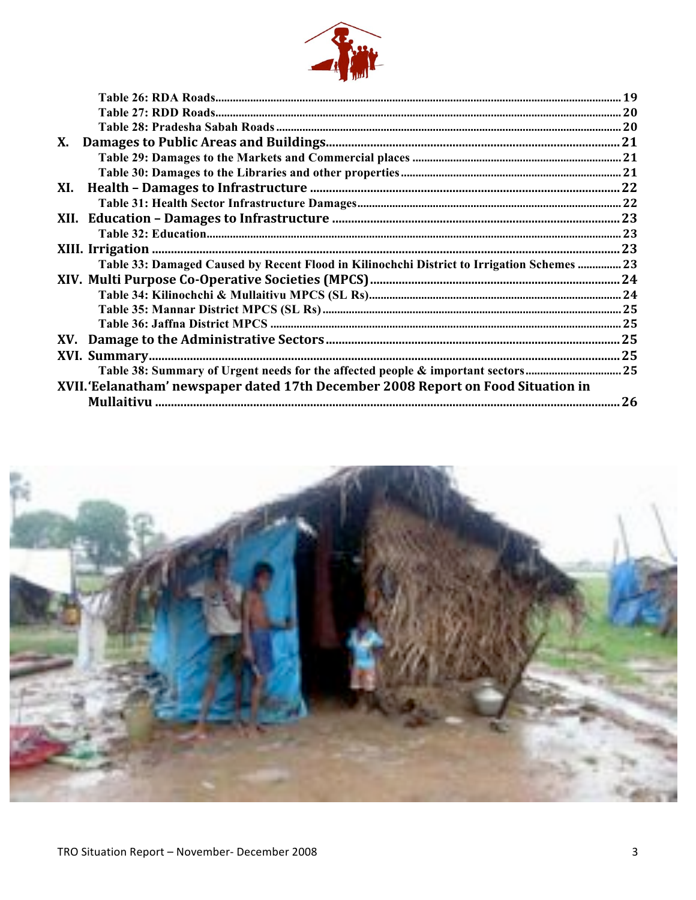Table 26: RDA Roads ..... 19

Table 27: RDD Roads ..... 20

Table 28: Pradesha Sabah Roads ..... 20

**X. Damages to Public Areas and Buildings ..... 21**

Table 29: Damages to the Markets and Commercial places ..... 21

Table 30: Damages to the Libraries and other properties ..... 21

**XI. Health – Damages to Infrastructure ..... 22**

Table 31: Health Sector Infrastructure Damages ..... 22

**XII. Education – Damages to Infrastructure ..... 23**

Table 32: Education ..... 23

**XIII. Irrigation ..... 23**

Table 33: Damaged Caused by Recent Flood in Kilinochchi District to Irrigation Schemes ..... 23

**XIV. Multi Purpose Co-Operative Societies (MPCS) ..... 24**

Table 34: Kilinochchi & Mullaitivu MPCS (SL Rs) ..... 24

Table 35: Mannar District MPCS (SL Rs) ..... 25

Table 36: Jaffna District MPCS ..... 25

**XV. Damage to the Administrative Sectors ..... 25**

**XVI. Summary ..... 25**

Table 38: Summary of Urgent needs for the affected people & important sectors ..... 25

**XVII. 'Eelanatham' newspaper dated 17th December 2008 Report on Food Situation in Mullaitivu ..... 26**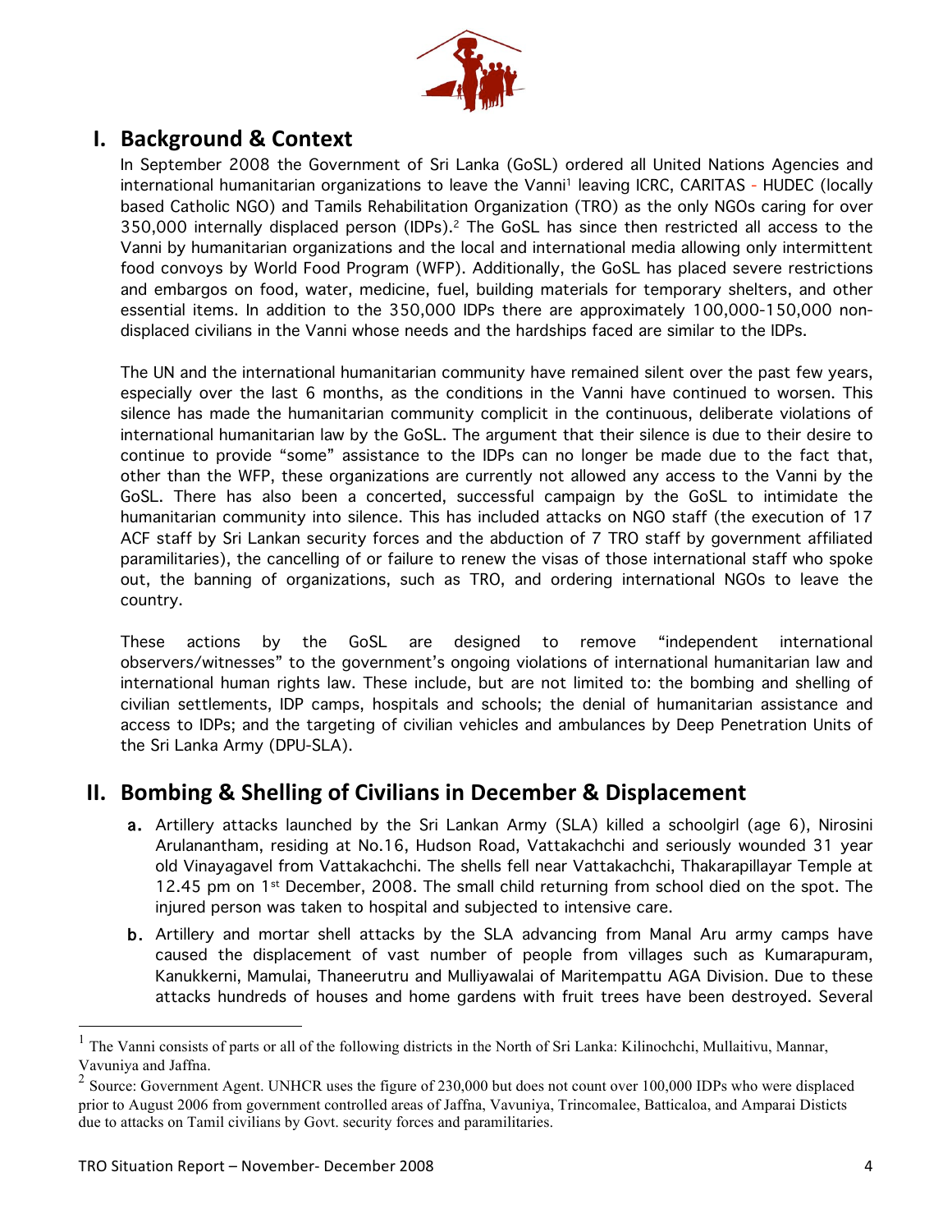# I. Background & Context

In September 2008 the Government of Sri Lanka (GoSL) ordered all United Nations Agencies and international humanitarian organizations to leave the Vanni[1] leaving ICRC, CARITAS - HUDEC (locally based Catholic NGO) and Tamils Rehabilitation Organization (TRO) as the only NGOs caring for over 350,000 internally displaced person (IDPs).[2] The GoSL has since then restricted all access to the Vanni by humanitarian organizations and the local and international media allowing only intermittent food convoys by World Food Program (WFP). Additionally, the GoSL has placed severe restrictions and embargos on food, water, medicine, fuel, building materials for temporary shelters, and other essential items. In addition to the 350,000 IDPs there are approximately 100,000-150,000 non-displaced civilians in the Vanni whose needs and the hardships faced are similar to the IDPs.

The UN and the international humanitarian community have remained silent over the past few years, especially over the last 6 months, as the conditions in the Vanni have continued to worsen. This silence has made the humanitarian community complicit in the continuous, deliberate violations of international humanitarian law by the GoSL. The argument that their silence is due to their desire to continue to provide "some" assistance to the IDPs can no longer be made due to the fact that, other than the WFP, these organizations are currently not allowed any access to the Vanni by the GoSL. There has also been a concerted, successful campaign by the GoSL to intimidate the humanitarian community into silence. This has included attacks on NGO staff (the execution of 17 ACF staff by Sri Lankan security forces and the abduction of 7 TRO staff by government affiliated paramilitaries), the cancelling of or failure to renew the visas of those international staff who spoke out, the banning of organizations, such as TRO, and ordering international NGOs to leave the country.

These actions by the GoSL are designed to remove "independent international observers/witnesses" to the government's ongoing violations of international humanitarian law and international human rights law. These include, but are not limited to: the bombing and shelling of civilian settlements, IDP camps, hospitals and schools; the denial of humanitarian assistance and access to IDPs; and the targeting of civilian vehicles and ambulances by Deep Penetration Units of the Sri Lanka Army (DPU-SLA).

# II. Bombing & Shelling of Civilians in December & Displacement

a. Artillery attacks launched by the Sri Lankan Army (SLA) killed a schoolgirl (age 6), Nirosini Arulanantham, residing at No.16, Hudson Road, Vattakachchi and seriously wounded 31 year old Vinayagavel from Vattakachchi. The shells fell near Vattakachchi, Thakarapillayar Temple at 12.45 pm on 1st December, 2008. The small child returning from school died on the spot. The injured person was taken to hospital and subjected to intensive care.

b. Artillery and mortar shell attacks by the SLA advancing from Manal Aru army camps have caused the displacement of vast number of people from villages such as Kumarapuram, Kanukkerni, Mamulai, Thaneerutru and Mulliyawalai of Maritempattu AGA Division. Due to these attacks hundreds of houses and home gardens with fruit trees have been destroyed. Several

---

[1] The Vanni consists of parts or all of the following districts in the North of Sri Lanka: Kilinochchi, Mullaitivu, Mannar, Vavuniya and Jaffna.

[2] Source: Government Agent. UNHCR uses the figure of 230,000 but does not count over 100,000 IDPs who were displaced prior to August 2006 from government controlled areas of Jaffna, Vavuniya, Trincomalee, Batticaloa, and Amparai Disticts due to attacks on Tamil civilians by Govt. security forces and paramilitaries.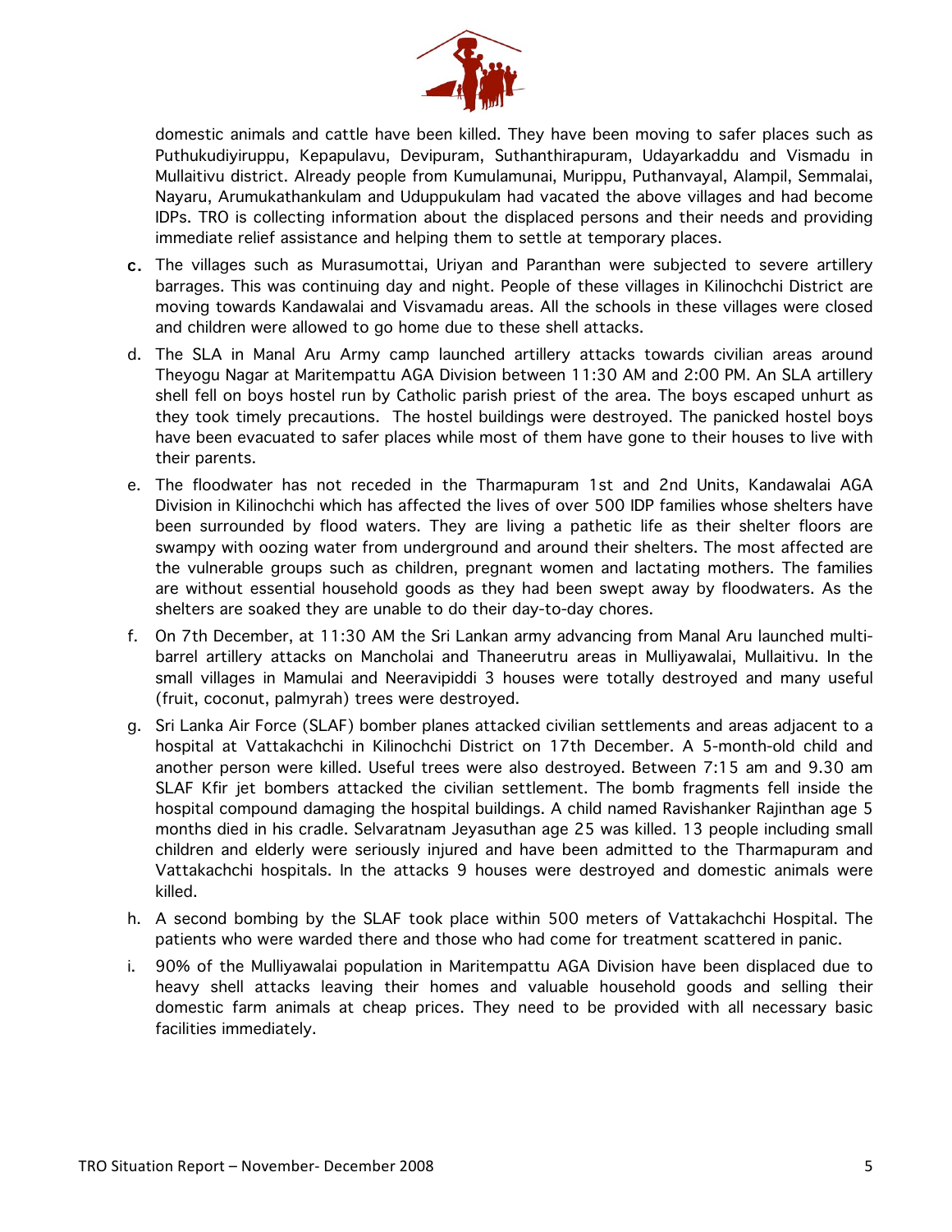domestic animals and cattle have been killed. They have been moving to safer places such as Puthukudiyiruppu, Kepapulavu, Devipuram, Suthanthirapuram, Udayarkaddu and Vismadu in Mullaitivu district. Already people from Kumulamunai, Murippu, Puthanvayal, Alampil, Semmalai, Nayaru, Arumukathankulam and Uduppukulam had vacated the above villages and had become IDPs. TRO is collecting information about the displaced persons and their needs and providing immediate relief assistance and helping them to settle at temporary places.

c. The villages such as Murasumottai, Uriyan and Paranthan were subjected to severe artillery barrages. This was continuing day and night. People of these villages in Kilinochchi District are moving towards Kandawalai and Visvamadu areas. All the schools in these villages were closed and children were allowed to go home due to these shell attacks.

d. The SLA in Manal Aru Army camp launched artillery attacks towards civilian areas around Theyogu Nagar at Maritempattu AGA Division between 11:30 AM and 2:00 PM. An SLA artillery shell fell on boys hostel run by Catholic parish priest of the area. The boys escaped unhurt as they took timely precautions. The hostel buildings were destroyed. The panicked hostel boys have been evacuated to safer places while most of them have gone to their houses to live with their parents.

e. The floodwater has not receded in the Tharmapuram 1st and 2nd Units, Kandawalai AGA Division in Kilinochchi which has affected the lives of over 500 IDP families whose shelters have been surrounded by flood waters. They are living a pathetic life as their shelter floors are swampy with oozing water from underground and around their shelters. The most affected are the vulnerable groups such as children, pregnant women and lactating mothers. The families are without essential household goods as they had been swept away by floodwaters. As the shelters are soaked they are unable to do their day-to-day chores.

f. On 7th December, at 11:30 AM the Sri Lankan army advancing from Manal Aru launched multi-barrel artillery attacks on Mancholai and Thaneerutru areas in Mulliyawalai, Mullaitivu. In the small villages in Mamulai and Neeravipiddi 3 houses were totally destroyed and many useful (fruit, coconut, palmyrah) trees were destroyed.

g. Sri Lanka Air Force (SLAF) bomber planes attacked civilian settlements and areas adjacent to a hospital at Vattakachchi in Kilinochchi District on 17th December. A 5-month-old child and another person were killed. Useful trees were also destroyed. Between 7:15 am and 9.30 am SLAF Kfir jet bombers attacked the civilian settlement. The bomb fragments fell inside the hospital compound damaging the hospital buildings. A child named Ravishanker Rajinthan age 5 months died in his cradle. Selvaratnam Jeyasuthan age 25 was killed. 13 people including small children and elderly were seriously injured and have been admitted to the Tharmapuram and Vattakachchi hospitals. In the attacks 9 houses were destroyed and domestic animals were killed.

h. A second bombing by the SLAF took place within 500 meters of Vattakachchi Hospital. The patients who were warded there and those who had come for treatment scattered in panic.

i. 90% of the Mulliyawalai population in Maritempattu AGA Division have been displaced due to heavy shell attacks leaving their homes and valuable household goods and selling their domestic farm animals at cheap prices. They need to be provided with all necessary basic facilities immediately.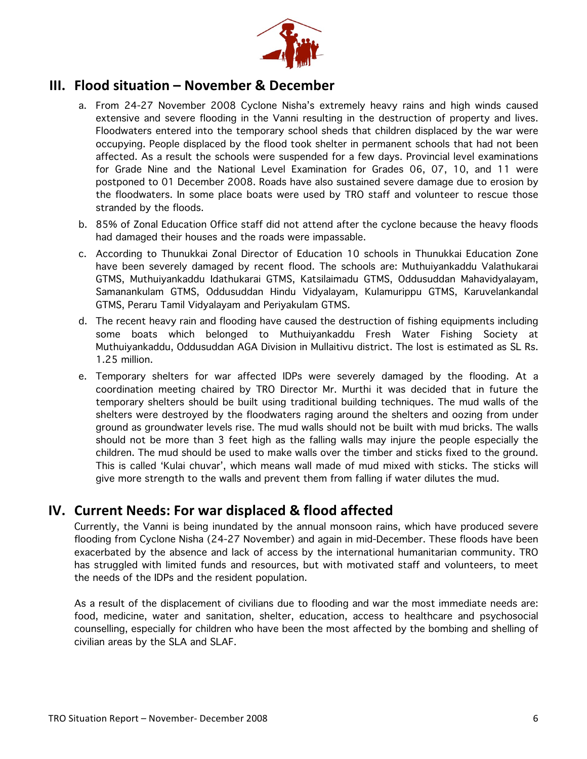## III. Flood situation – November & December

a. From 24-27 November 2008 Cyclone Nisha's extremely heavy rains and high winds caused extensive and severe flooding in the Vanni resulting in the destruction of property and lives. Floodwaters entered into the temporary school sheds that children displaced by the war were occupying. People displaced by the flood took shelter in permanent schools that had not been affected. As a result the schools were suspended for a few days. Provincial level examinations for Grade Nine and the National Level Examination for Grades 06, 07, 10, and 11 were postponed to 01 December 2008. Roads have also sustained severe damage due to erosion by the floodwaters. In some place boats were used by TRO staff and volunteer to rescue those stranded by the floods.

b. 85% of Zonal Education Office staff did not attend after the cyclone because the heavy floods had damaged their houses and the roads were impassable.

c. According to Thunukkai Zonal Director of Education 10 schools in Thunukkai Education Zone have been severely damaged by recent flood. The schools are: Muthuiyankaddu Valathukarai GTMS, Muthuiyankaddu Idathukarai GTMS, Katsilaimadu GTMS, Oddusuddan Mahavidyalayam, Samanankulam GTMS, Oddusuddan Hindu Vidyalayam, Kulamurippu GTMS, Karuvelankandal GTMS, Peraru Tamil Vidyalayam and Periyakulam GTMS.

d. The recent heavy rain and flooding have caused the destruction of fishing equipments including some boats which belonged to Muthuiyankaddu Fresh Water Fishing Society at Muthuiyankaddu, Oddusuddan AGA Division in Mullaitivu district. The lost is estimated as SL Rs. 1.25 million.

e. Temporary shelters for war affected IDPs were severely damaged by the flooding. At a coordination meeting chaired by TRO Director Mr. Murthi it was decided that in future the temporary shelters should be built using traditional building techniques. The mud walls of the shelters were destroyed by the floodwaters raging around the shelters and oozing from under ground as groundwater levels rise. The mud walls should not be built with mud bricks. The walls should not be more than 3 feet high as the falling walls may injure the people especially the children. The mud should be used to make walls over the timber and sticks fixed to the ground. This is called 'Kulai chuvar', which means wall made of mud mixed with sticks. The sticks will give more strength to the walls and prevent them from falling if water dilutes the mud.

## IV. Current Needs: For war displaced & flood affected

Currently, the Vanni is being inundated by the annual monsoon rains, which have produced severe flooding from Cyclone Nisha (24-27 November) and again in mid-December. These floods have been exacerbated by the absence and lack of access by the international humanitarian community. TRO has struggled with limited funds and resources, but with motivated staff and volunteers, to meet the needs of the IDPs and the resident population.

As a result of the displacement of civilians due to flooding and war the most immediate needs are: food, medicine, water and sanitation, shelter, education, access to healthcare and psychosocial counselling, especially for children who have been the most affected by the bombing and shelling of civilian areas by the SLA and SLAF.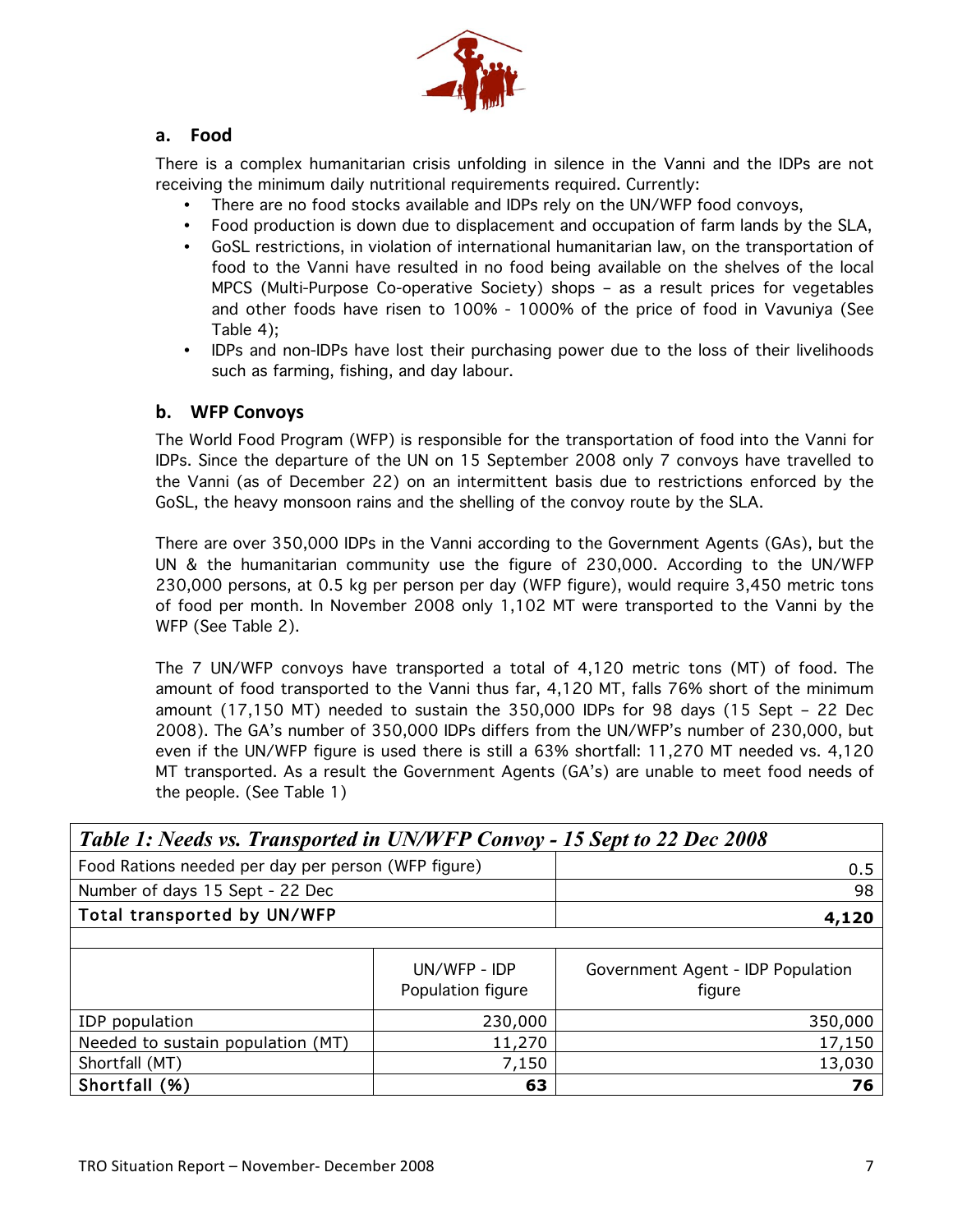## a. Food

There is a complex humanitarian crisis unfolding in silence in the Vanni and the IDPs are not receiving the minimum daily nutritional requirements required. Currently:

- There are no food stocks available and IDPs rely on the UN/WFP food convoys,
- Food production is down due to displacement and occupation of farm lands by the SLA,
- GoSL restrictions, in violation of international humanitarian law, on the transportation of food to the Vanni have resulted in no food being available on the shelves of the local MPCS (Multi-Purpose Co-operative Society) shops – as a result prices for vegetables and other foods have risen to 100% - 1000% of the price of food in Vavuniya (See Table 4);
- IDPs and non-IDPs have lost their purchasing power due to the loss of their livelihoods such as farming, fishing, and day labour.

## b. WFP Convoys

The World Food Program (WFP) is responsible for the transportation of food into the Vanni for IDPs. Since the departure of the UN on 15 September 2008 only 7 convoys have travelled to the Vanni (as of December 22) on an intermittent basis due to restrictions enforced by the GoSL, the heavy monsoon rains and the shelling of the convoy route by the SLA.

There are over 350,000 IDPs in the Vanni according to the Government Agents (GAs), but the UN & the humanitarian community use the figure of 230,000. According to the UN/WFP 230,000 persons, at 0.5 kg per person per day (WFP figure), would require 3,450 metric tons of food per month. In November 2008 only 1,102 MT were transported to the Vanni by the WFP (See Table 2).

The 7 UN/WFP convoys have transported a total of 4,120 metric tons (MT) of food. The amount of food transported to the Vanni thus far, 4,120 MT, falls 76% short of the minimum amount (17,150 MT) needed to sustain the 350,000 IDPs for 98 days (15 Sept – 22 Dec 2008). The GA's number of 350,000 IDPs differs from the UN/WFP's number of 230,000, but even if the UN/WFP figure is used there is still a 63% shortfall: 11,270 MT needed vs. 4,120 MT transported. As a result the Government Agents (GA's) are unable to meet food needs of the people. (See Table 1)

***Table 1: Needs vs. Transported in UN/WFP Convoy - 15 Sept to 22 Dec 2008***

| | | |
|---|---|---|
| Food Rations needed per day per person (WFP figure) | | 0.5 |
| Number of days 15 Sept - 22 Dec | | 98 |
| **Total transported by UN/WFP** | | **4,120** |
| | | |
| | UN/WFP - IDP Population figure | Government Agent - IDP Population figure |
| IDP population | 230,000 | 350,000 |
| Needed to sustain population (MT) | 11,270 | 17,150 |
| Shortfall (MT) | 7,150 | 13,030 |
| **Shortfall (%)** | **63** | **76** |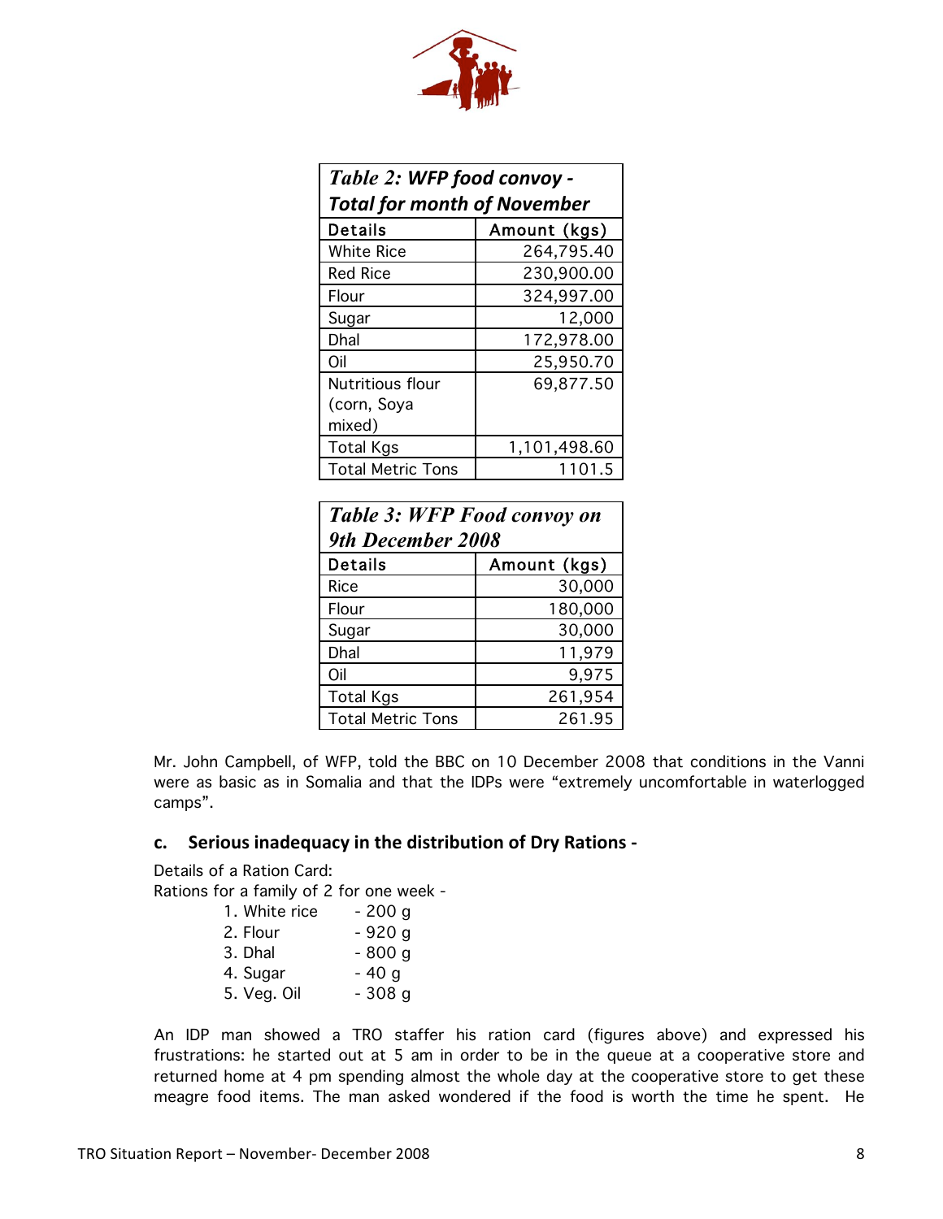| *Table 2: WFP food convoy - Total for month of November* | |
|---|---|
| **Details** | **Amount (kgs)** |
| White Rice | 264,795.40 |
| Red Rice | 230,900.00 |
| Flour | 324,997.00 |
| Sugar | 12,000 |
| Dhal | 172,978.00 |
| Oil | 25,950.70 |
| Nutritious flour (corn, Soya mixed) | 69,877.50 |
| Total Kgs | 1,101,498.60 |
| Total Metric Tons | 1101.5 |

| *Table 3: WFP Food convoy on 9th December 2008* | |
|---|---|
| **Details** | **Amount (kgs)** |
| Rice | 30,000 |
| Flour | 180,000 |
| Sugar | 30,000 |
| Dhal | 11,979 |
| Oil | 9,975 |
| Total Kgs | 261,954 |
| Total Metric Tons | 261.95 |

Mr. John Campbell, of WFP, told the BBC on 10 December 2008 that conditions in the Vanni were as basic as in Somalia and that the IDPs were "extremely uncomfortable in waterlogged camps".

### c. Serious inadequacy in the distribution of Dry Rations -

Details of a Ration Card:
Rations for a family of 2 for one week -

1. White rice - 200 g
2. Flour - 920 g
3. Dhal - 800 g
4. Sugar - 40 g
5. Veg. Oil - 308 g

An IDP man showed a TRO staffer his ration card (figures above) and expressed his frustrations: he started out at 5 am in order to be in the queue at a cooperative store and returned home at 4 pm spending almost the whole day at the cooperative store to get these meagre food items. The man asked wondered if the food is worth the time he spent. He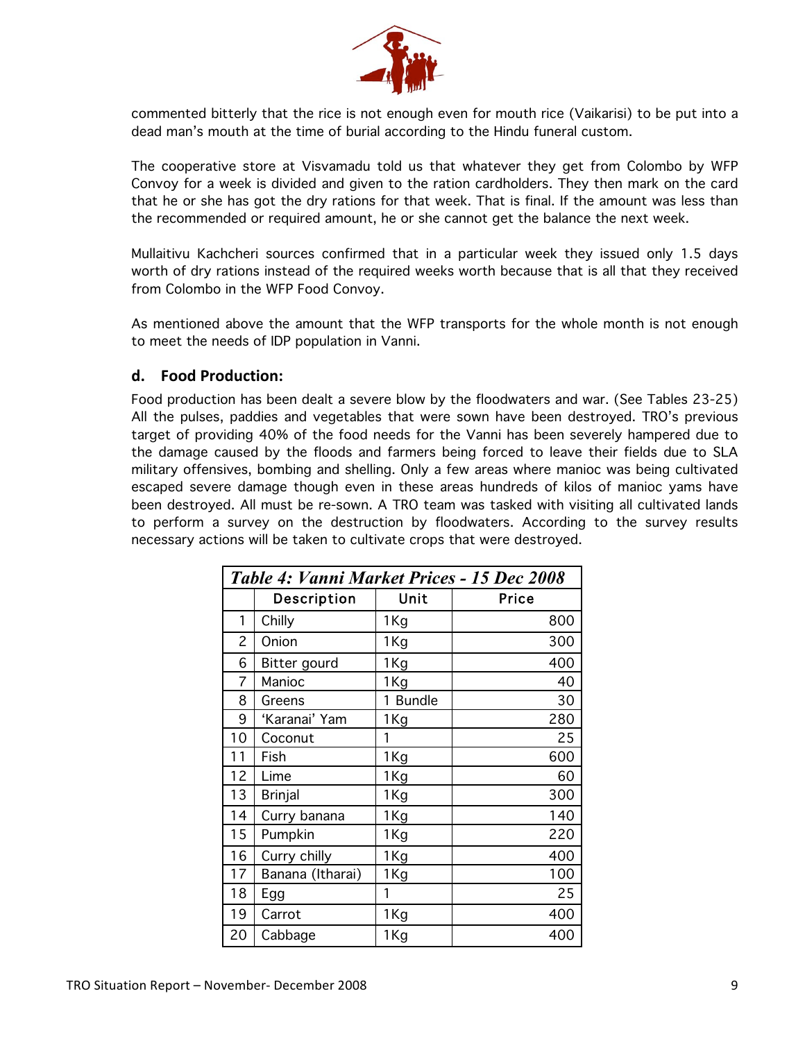commented bitterly that the rice is not enough even for mouth rice (Vaikarisi) to be put into a dead man's mouth at the time of burial according to the Hindu funeral custom.

The cooperative store at Visvamadu told us that whatever they get from Colombo by WFP Convoy for a week is divided and given to the ration cardholders. They then mark on the card that he or she has got the dry rations for that week. That is final. If the amount was less than the recommended or required amount, he or she cannot get the balance the next week.

Mullaitivu Kachcheri sources confirmed that in a particular week they issued only 1.5 days worth of dry rations instead of the required weeks worth because that is all that they received from Colombo in the WFP Food Convoy.

As mentioned above the amount that the WFP transports for the whole month is not enough to meet the needs of IDP population in Vanni.

### d. Food Production:

Food production has been dealt a severe blow by the floodwaters and war. (See Tables 23-25) All the pulses, paddies and vegetables that were sown have been destroyed. TRO's previous target of providing 40% of the food needs for the Vanni has been severely hampered due to the damage caused by the floods and farmers being forced to leave their fields due to SLA military offensives, bombing and shelling. Only a few areas where manioc was being cultivated escaped severe damage though even in these areas hundreds of kilos of manioc yams have been destroyed. All must be re-sown. A TRO team was tasked with visiting all cultivated lands to perform a survey on the destruction by floodwaters. According to the survey results necessary actions will be taken to cultivate crops that were destroyed.

***Table 4: Vanni Market Prices - 15 Dec 2008***

| | Description | Unit | Price |
|---|---|---|---|
| 1 | Chilly | 1Kg | 800 |
| 2 | Onion | 1Kg | 300 |
| 6 | Bitter gourd | 1Kg | 400 |
| 7 | Manioc | 1Kg | 40 |
| 8 | Greens | 1 Bundle | 30 |
| 9 | 'Karanai' Yam | 1Kg | 280 |
| 10 | Coconut | 1 | 25 |
| 11 | Fish | 1Kg | 600 |
| 12 | Lime | 1Kg | 60 |
| 13 | Brinjal | 1Kg | 300 |
| 14 | Curry banana | 1Kg | 140 |
| 15 | Pumpkin | 1Kg | 220 |
| 16 | Curry chilly | 1Kg | 400 |
| 17 | Banana (Itharai) | 1Kg | 100 |
| 18 | Egg | 1 | 25 |
| 19 | Carrot | 1Kg | 400 |
| 20 | Cabbage | 1Kg | 400 |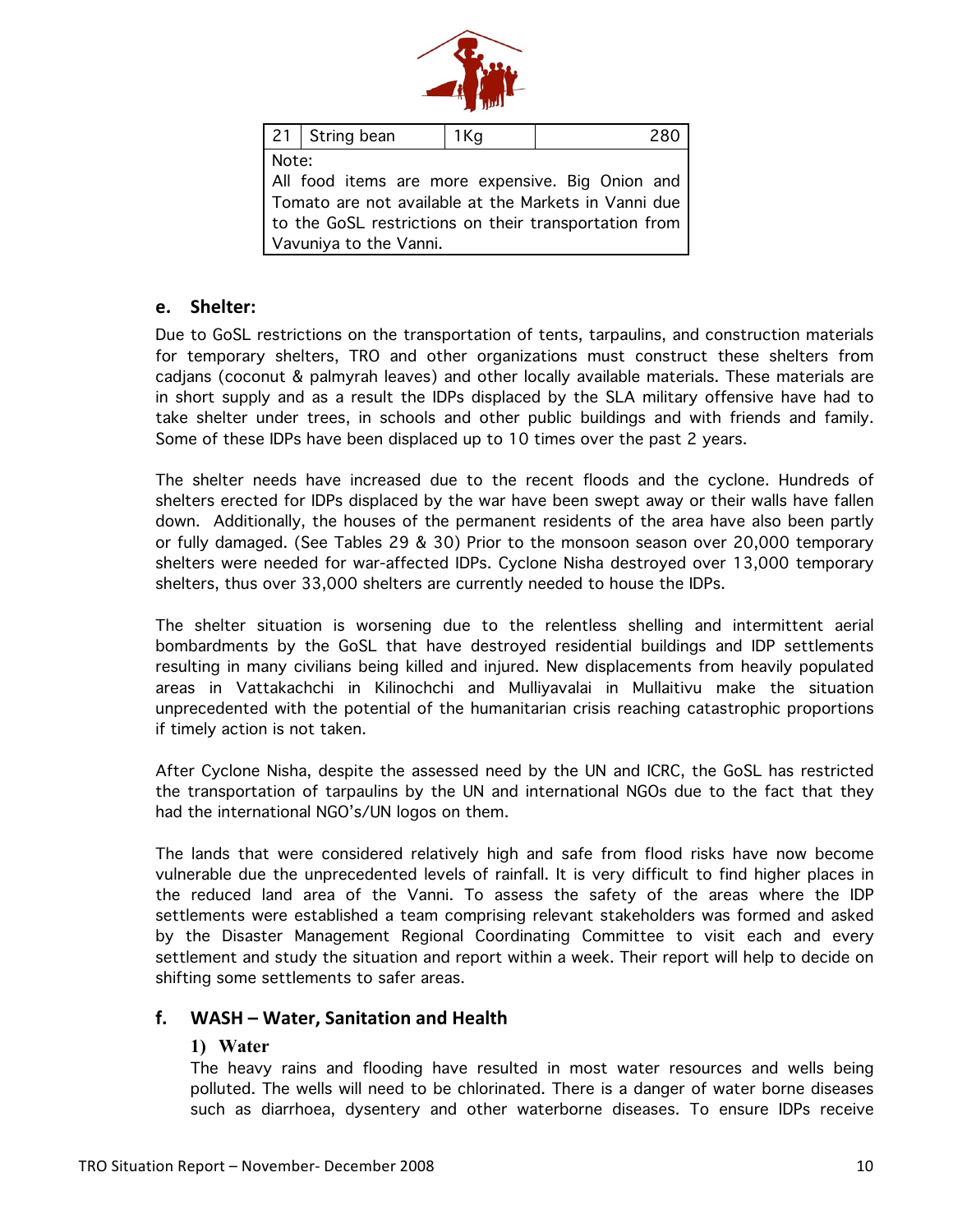| 21 | String bean | 1Kg | 280 |
|---|---|---|---|
| Note:<br>All food items are more expensive. Big Onion and Tomato are not available at the Markets in Vanni due to the GoSL restrictions on their transportation from Vavuniya to the Vanni. | | | |

### e. Shelter:

Due to GoSL restrictions on the transportation of tents, tarpaulins, and construction materials for temporary shelters, TRO and other organizations must construct these shelters from cadjans (coconut & palmyrah leaves) and other locally available materials. These materials are in short supply and as a result the IDPs displaced by the SLA military offensive have had to take shelter under trees, in schools and other public buildings and with friends and family. Some of these IDPs have been displaced up to 10 times over the past 2 years.

The shelter needs have increased due to the recent floods and the cyclone. Hundreds of shelters erected for IDPs displaced by the war have been swept away or their walls have fallen down. Additionally, the houses of the permanent residents of the area have also been partly or fully damaged. (See Tables 29 & 30) Prior to the monsoon season over 20,000 temporary shelters were needed for war-affected IDPs. Cyclone Nisha destroyed over 13,000 temporary shelters, thus over 33,000 shelters are currently needed to house the IDPs.

The shelter situation is worsening due to the relentless shelling and intermittent aerial bombardments by the GoSL that have destroyed residential buildings and IDP settlements resulting in many civilians being killed and injured. New displacements from heavily populated areas in Vattakachchi in Kilinochchi and Mulliyavalai in Mullaitivu make the situation unprecedented with the potential of the humanitarian crisis reaching catastrophic proportions if timely action is not taken.

After Cyclone Nisha, despite the assessed need by the UN and ICRC, the GoSL has restricted the transportation of tarpaulins by the UN and international NGOs due to the fact that they had the international NGO's/UN logos on them.

The lands that were considered relatively high and safe from flood risks have now become vulnerable due the unprecedented levels of rainfall. It is very difficult to find higher places in the reduced land area of the Vanni. To assess the safety of the areas where the IDP settlements were established a team comprising relevant stakeholders was formed and asked by the Disaster Management Regional Coordinating Committee to visit each and every settlement and study the situation and report within a week. Their report will help to decide on shifting some settlements to safer areas.

### f. WASH – Water, Sanitation and Health

#### 1) Water

The heavy rains and flooding have resulted in most water resources and wells being polluted. The wells will need to be chlorinated. There is a danger of water borne diseases such as diarrhoea, dysentery and other waterborne diseases. To ensure IDPs receive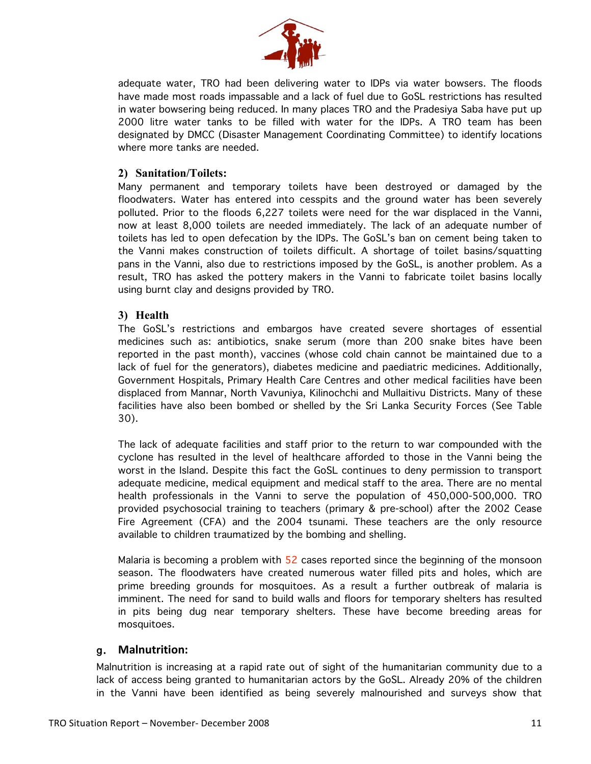adequate water, TRO had been delivering water to IDPs via water bowsers. The floods have made most roads impassable and a lack of fuel due to GoSL restrictions has resulted in water bowsering being reduced. In many places TRO and the Pradesiya Saba have put up 2000 litre water tanks to be filled with water for the IDPs. A TRO team has been designated by DMCC (Disaster Management Coordinating Committee) to identify locations where more tanks are needed.

### 2) Sanitation/Toilets:

Many permanent and temporary toilets have been destroyed or damaged by the floodwaters. Water has entered into cesspits and the ground water has been severely polluted. Prior to the floods 6,227 toilets were need for the war displaced in the Vanni, now at least 8,000 toilets are needed immediately. The lack of an adequate number of toilets has led to open defecation by the IDPs. The GoSL's ban on cement being taken to the Vanni makes construction of toilets difficult. A shortage of toilet basins/squatting pans in the Vanni, also due to restrictions imposed by the GoSL, is another problem. As a result, TRO has asked the pottery makers in the Vanni to fabricate toilet basins locally using burnt clay and designs provided by TRO.

### 3) Health

The GoSL's restrictions and embargos have created severe shortages of essential medicines such as: antibiotics, snake serum (more than 200 snake bites have been reported in the past month), vaccines (whose cold chain cannot be maintained due to a lack of fuel for the generators), diabetes medicine and paediatric medicines. Additionally, Government Hospitals, Primary Health Care Centres and other medical facilities have been displaced from Mannar, North Vavuniya, Kilinochchi and Mullaitivu Districts. Many of these facilities have also been bombed or shelled by the Sri Lanka Security Forces (See Table 30).

The lack of adequate facilities and staff prior to the return to war compounded with the cyclone has resulted in the level of healthcare afforded to those in the Vanni being the worst in the Island. Despite this fact the GoSL continues to deny permission to transport adequate medicine, medical equipment and medical staff to the area. There are no mental health professionals in the Vanni to serve the population of 450,000-500,000. TRO provided psychosocial training to teachers (primary & pre-school) after the 2002 Cease Fire Agreement (CFA) and the 2004 tsunami. These teachers are the only resource available to children traumatized by the bombing and shelling.

Malaria is becoming a problem with 52 cases reported since the beginning of the monsoon season. The floodwaters have created numerous water filled pits and holes, which are prime breeding grounds for mosquitoes. As a result a further outbreak of malaria is imminent. The need for sand to build walls and floors for temporary shelters has resulted in pits being dug near temporary shelters. These have become breeding areas for mosquitoes.

## g. Malnutrition:

Malnutrition is increasing at a rapid rate out of sight of the humanitarian community due to a lack of access being granted to humanitarian actors by the GoSL. Already 20% of the children in the Vanni have been identified as being severely malnourished and surveys show that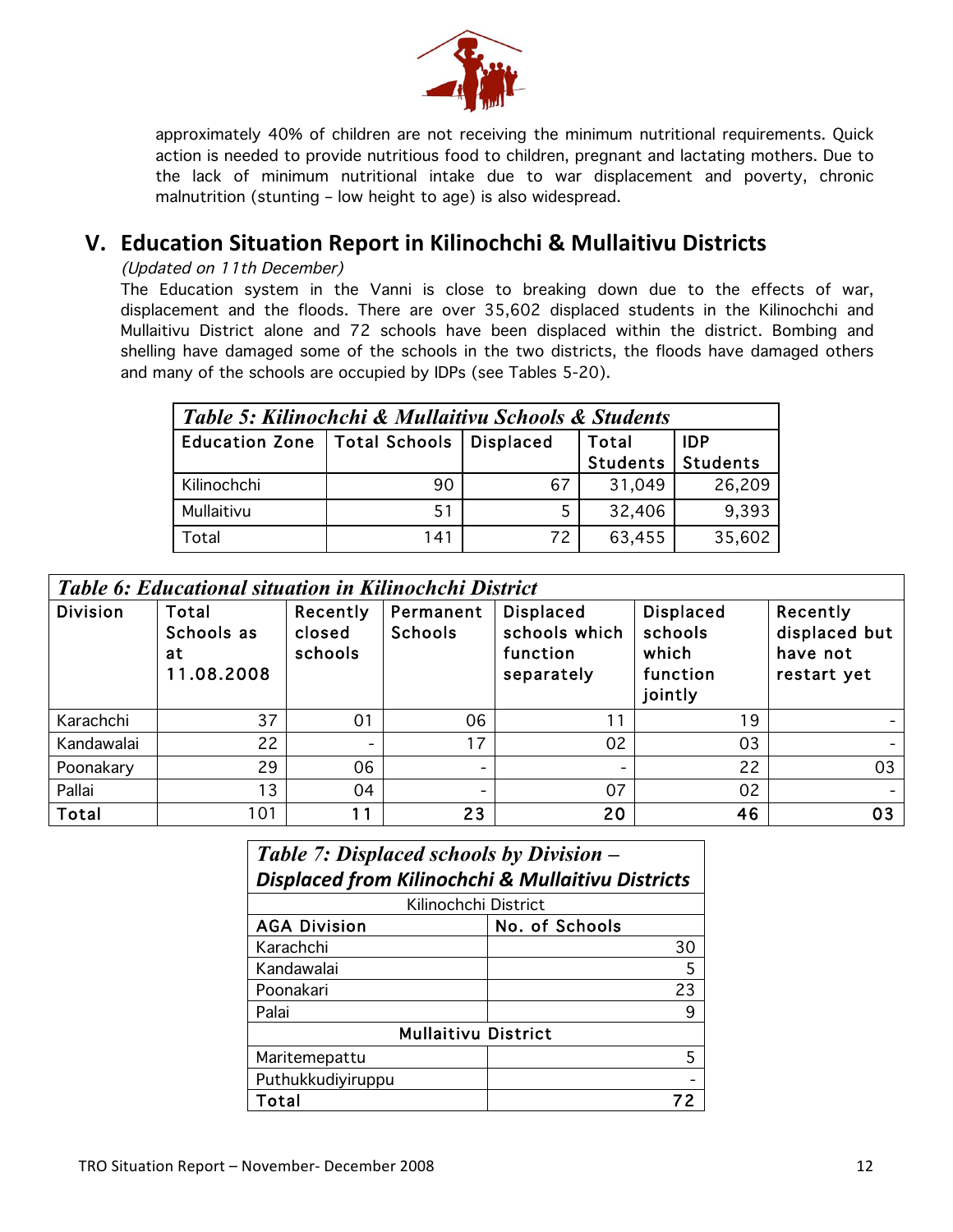approximately 40% of children are not receiving the minimum nutritional requirements. Quick action is needed to provide nutritious food to children, pregnant and lactating mothers. Due to the lack of minimum nutritional intake due to war displacement and poverty, chronic malnutrition (stunting – low height to age) is also widespread.

## V. Education Situation Report in Kilinochchi & Mullaitivu Districts

*(Updated on 11th December)*

The Education system in the Vanni is close to breaking down due to the effects of war, displacement and the floods. There are over 35,602 displaced students in the Kilinochchi and Mullaitivu District alone and 72 schools have been displaced within the district. Bombing and shelling have damaged some of the schools in the two districts, the floods have damaged others and many of the schools are occupied by IDPs (see Tables 5-20).

***Table 5: Kilinochchi & Mullaitivu Schools & Students***

| Education Zone | Total Schools | Displaced | Total Students | IDP Students |
|---|---|---|---|---|
| Kilinochchi | 90 | 67 | 31,049 | 26,209 |
| Mullaitivu | 51 | 5 | 32,406 | 9,393 |
| Total | 141 | 72 | 63,455 | 35,602 |

***Table 6: Educational situation in Kilinochchi District***

| Division | Total Schools as at 11.08.2008 | Recently closed schools | Permanent Schools | Displaced schools which function separately | Displaced schools which function jointly | Recently displaced but have not restart yet |
|---|---|---|---|---|---|---|
| Karachchi | 37 | 01 | 06 | 11 | 19 | - |
| Kandawalai | 22 | - | 17 | 02 | 03 | - |
| Poonakary | 29 | 06 | - | - | 22 | 03 |
| Pallai | 13 | 04 | - | 07 | 02 | - |
| **Total** | 101 | **11** | **23** | **20** | **46** | **03** |

***Table 7: Displaced schools by Division – Displaced from Kilinochchi & Mullaitivu Districts***

| AGA Division | No. of Schools |
|---|---|
| Kilinochchi District | |
| Karachchi | 30 |
| Kandawalai | 5 |
| Poonakari | 23 |
| Palai | 9 |
| **Mullaitivu District** | |
| Maritemepattu | 5 |
| Puthukkudiyiruppu | - |
| **Total** | **72** |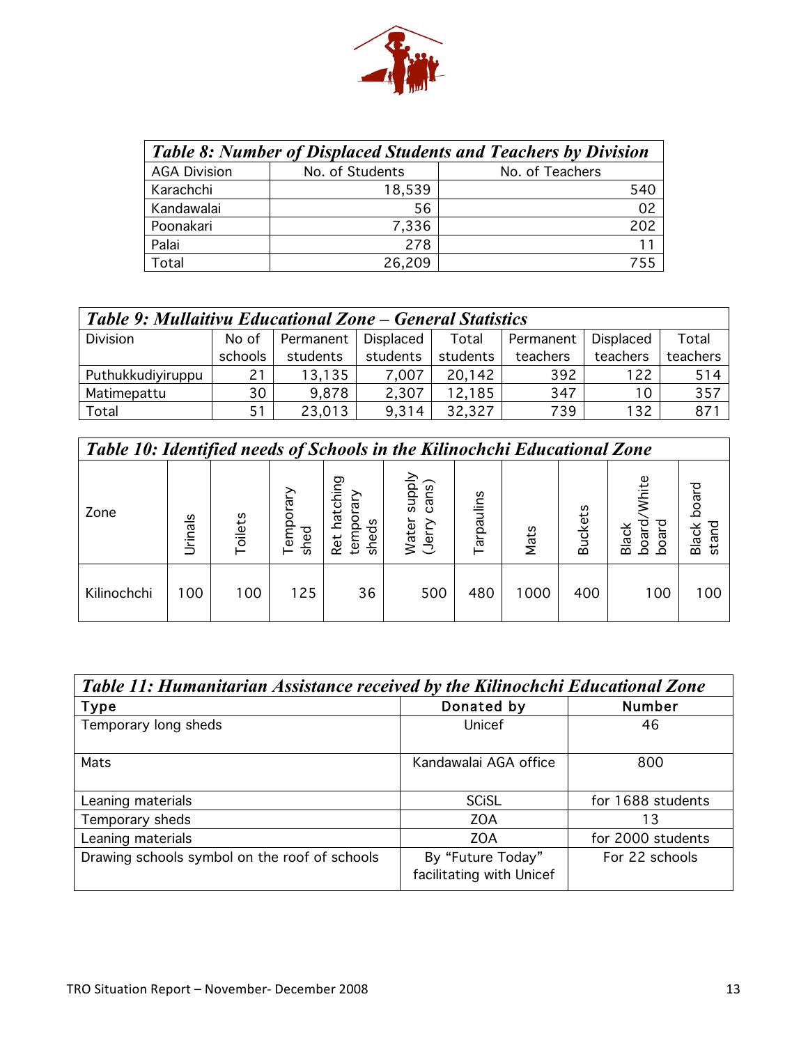| ***Table 8: Number of Displaced Students and Teachers by Division*** | | |
|---|---|---|
| AGA Division | No. of Students | No. of Teachers |
| Karachchi | 18,539 | 540 |
| Kandawalai | 56 | 02 |
| Poonakari | 7,336 | 202 |
| Palai | 278 | 11 |
| Total | 26,209 | 755 |

| ***Table 9: Mullaitivu Educational Zone – General Statistics*** | | | | | | | |
|---|---|---|---|---|---|---|---|
| Division | No of schools | Permanent students | Displaced students | Total students | Permanent teachers | Displaced teachers | Total teachers |
| Puthukkudiyiruppu | 21 | 13,135 | 7,007 | 20,142 | 392 | 122 | 514 |
| Matimepattu | 30 | 9,878 | 2,307 | 12,185 | 347 | 10 | 357 |
| Total | 51 | 23,013 | 9,314 | 32,327 | 739 | 132 | 871 |

| ***Table 10: Identified needs of Schools in the Kilinochchi Educational Zone*** | | | | | | | | | | |
|---|---|---|---|---|---|---|---|---|---|---|
| Zone | Urinals | Toilets | Temporary shed | Ret hatching temporary sheds | Water supply (Jerry cans) | Tarpaulins | Mats | Buckets | Black board/White board | Black board stand |
| Kilinochchi | 100 | 100 | 125 | 36 | 500 | 480 | 1000 | 400 | 100 | 100 |

| ***Table 11: Humanitarian Assistance received by the Kilinochchi Educational Zone*** | | |
|---|---|---|
| Type | Donated by | Number |
| Temporary long sheds | Unicef | 46 |
| Mats | Kandawalai AGA office | 800 |
| Leaning materials | SCiSL | for 1688 students |
| Temporary sheds | ZOA | 13 |
| Leaning materials | ZOA | for 2000 students |
| Drawing schools symbol on the roof of schools | By "Future Today" facilitating with Unicef | For 22 schools |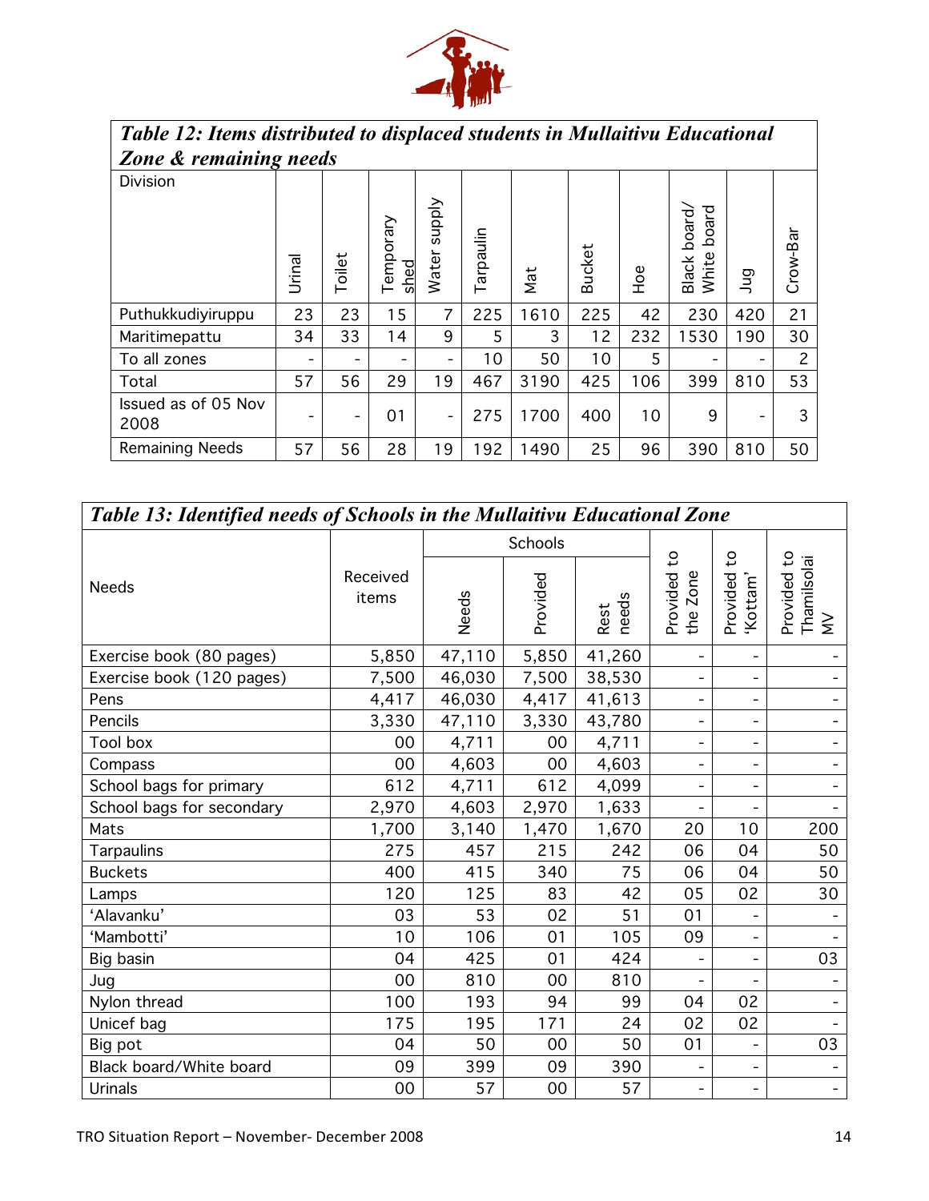**Table 12: Items distributed to displaced students in Mullaitivu Educational Zone & remaining needs**

| Division | Urinal | Toilet | Temporary shed | Water supply | Tarpaulin | Mat | Bucket | Hoe | Black board/ White board | Jug | Crow-Bar |
|---|---|---|---|---|---|---|---|---|---|---|---|
| Puthukkudiyiruppu | 23 | 23 | 15 | 7 | 225 | 1610 | 225 | 42 | 230 | 420 | 21 |
| Maritimepattu | 34 | 33 | 14 | 9 | 5 | 3 | 12 | 232 | 1530 | 190 | 30 |
| To all zones | - | - | - | - | 10 | 50 | 10 | 5 | - | - | 2 |
| Total | 57 | 56 | 29 | 19 | 467 | 3190 | 425 | 106 | 399 | 810 | 53 |
| Issued as of 05 Nov 2008 | - | - | 01 | - | 275 | 1700 | 400 | 10 | 9 | - | 3 |
| Remaining Needs | 57 | 56 | 28 | 19 | 192 | 1490 | 25 | 96 | 390 | 810 | 50 |

**Table 13: Identified needs of Schools in the Mullaitivu Educational Zone**

| Needs | Received items | Schools | | | Provided to the Zone | Provided to 'Kottam' | Provided to Thamilsolai MV |
|---|---|---|---|---|---|---|---|
| | | Needs | Provided | Rest needs | | | |
| Exercise book (80 pages) | 5,850 | 47,110 | 5,850 | 41,260 | - | - | - |
| Exercise book (120 pages) | 7,500 | 46,030 | 7,500 | 38,530 | - | - | - |
| Pens | 4,417 | 46,030 | 4,417 | 41,613 | - | - | - |
| Pencils | 3,330 | 47,110 | 3,330 | 43,780 | - | - | - |
| Tool box | 00 | 4,711 | 00 | 4,711 | - | - | - |
| Compass | 00 | 4,603 | 00 | 4,603 | - | - | - |
| School bags for primary | 612 | 4,711 | 612 | 4,099 | - | - | - |
| School bags for secondary | 2,970 | 4,603 | 2,970 | 1,633 | - | - | - |
| Mats | 1,700 | 3,140 | 1,470 | 1,670 | 20 | 10 | 200 |
| Tarpaulins | 275 | 457 | 215 | 242 | 06 | 04 | 50 |
| Buckets | 400 | 415 | 340 | 75 | 06 | 04 | 50 |
| Lamps | 120 | 125 | 83 | 42 | 05 | 02 | 30 |
| 'Alavanku' | 03 | 53 | 02 | 51 | 01 | - | - |
| 'Mambotti' | 10 | 106 | 01 | 105 | 09 | - | - |
| Big basin | 04 | 425 | 01 | 424 | - | - | 03 |
| Jug | 00 | 810 | 00 | 810 | - | - | - |
| Nylon thread | 100 | 193 | 94 | 99 | 04 | 02 | - |
| Unicef bag | 175 | 195 | 171 | 24 | 02 | 02 | - |
| Big pot | 04 | 50 | 00 | 50 | 01 | - | 03 |
| Black board/White board | 09 | 399 | 09 | 390 | - | - | - |
| Urinals | 00 | 57 | 00 | 57 | - | - | - |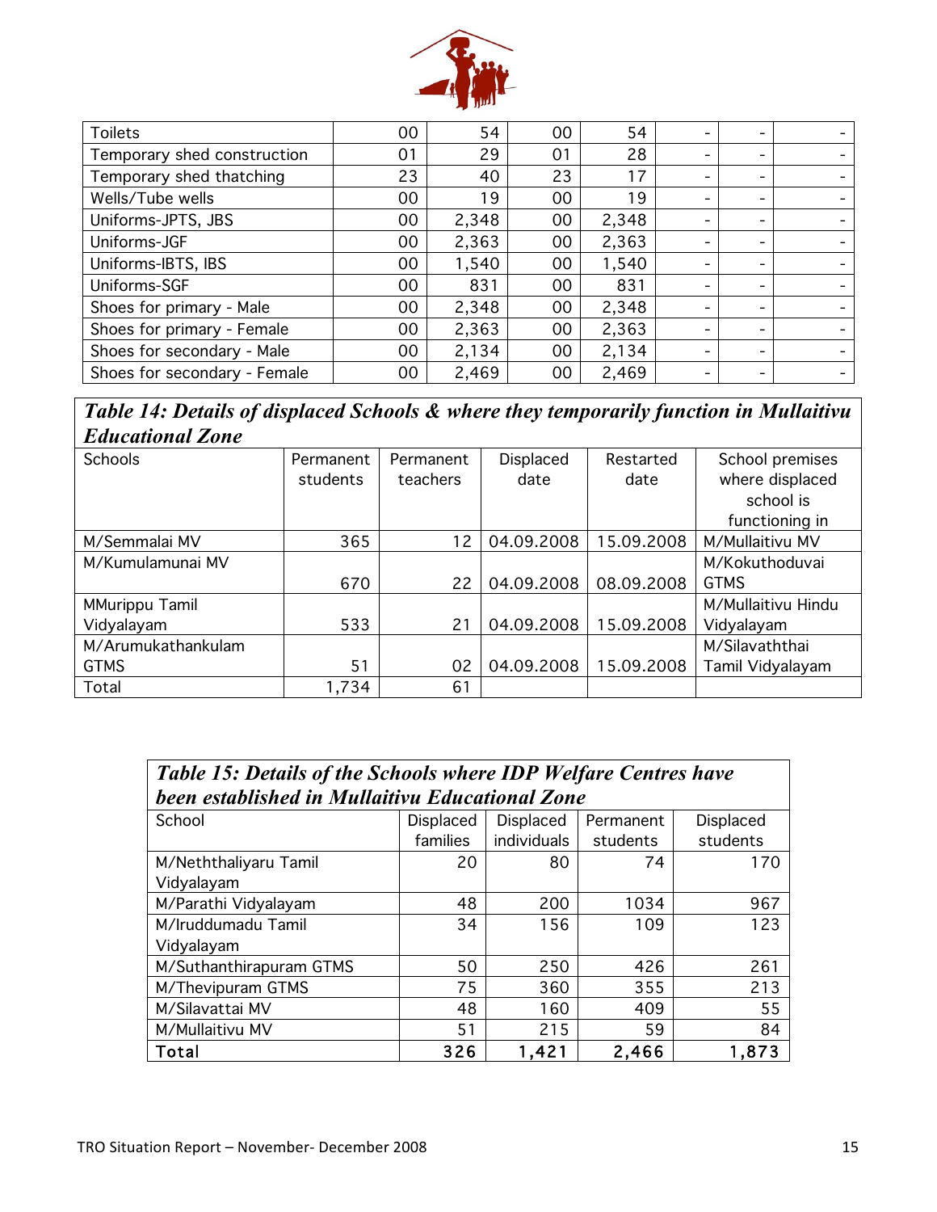| Toilets | 00 | 54 | 00 | 54 | - | - | - |
|---|---|---|---|---|---|---|---|
| Temporary shed construction | 01 | 29 | 01 | 28 | - | - | - |
| Temporary shed thatching | 23 | 40 | 23 | 17 | - | - | - |
| Wells/Tube wells | 00 | 19 | 00 | 19 | - | - | - |
| Uniforms-JPTS, JBS | 00 | 2,348 | 00 | 2,348 | - | - | - |
| Uniforms-JGF | 00 | 2,363 | 00 | 2,363 | - | - | - |
| Uniforms-IBTS, IBS | 00 | 1,540 | 00 | 1,540 | - | - | - |
| Uniforms-SGF | 00 | 831 | 00 | 831 | - | - | - |
| Shoes for primary - Male | 00 | 2,348 | 00 | 2,348 | - | - | - |
| Shoes for primary - Female | 00 | 2,363 | 00 | 2,363 | - | - | - |
| Shoes for secondary - Male | 00 | 2,134 | 00 | 2,134 | - | - | - |
| Shoes for secondary - Female | 00 | 2,469 | 00 | 2,469 | - | - | - |

***Table 14: Details of displaced Schools & where they temporarily function in Mullaitivu Educational Zone***

| Schools | Permanent students | Permanent teachers | Displaced date | Restarted date | School premises where displaced school is functioning in |
|---|---|---|---|---|---|
| M/Semmalai MV | 365 | 12 | 04.09.2008 | 15.09.2008 | M/Mullaitivu MV |
| M/Kumulamunai MV | 670 | 22 | 04.09.2008 | 08.09.2008 | M/Kokuthoduvai GTMS |
| MMurippu Tamil Vidyalayam | 533 | 21 | 04.09.2008 | 15.09.2008 | M/Mullaitivu Hindu Vidyalayam |
| M/Arumukathankulam GTMS | 51 | 02 | 04.09.2008 | 15.09.2008 | M/Silavaththai Tamil Vidyalayam |
| Total | 1,734 | 61 | | | |

***Table 15: Details of the Schools where IDP Welfare Centres have been established in Mullaitivu Educational Zone***

| School | Displaced families | Displaced individuals | Permanent students | Displaced students |
|---|---|---|---|---|
| M/Neththaliyaru Tamil Vidyalayam | 20 | 80 | 74 | 170 |
| M/Parathi Vidyalayam | 48 | 200 | 1034 | 967 |
| M/Iruddumadu Tamil Vidyalayam | 34 | 156 | 109 | 123 |
| M/Suthanthirapuram GTMS | 50 | 250 | 426 | 261 |
| M/Thevipuram GTMS | 75 | 360 | 355 | 213 |
| M/Silavattai MV | 48 | 160 | 409 | 55 |
| M/Mullaitivu MV | 51 | 215 | 59 | 84 |
| **Total** | **326** | **1,421** | **2,466** | **1,873** |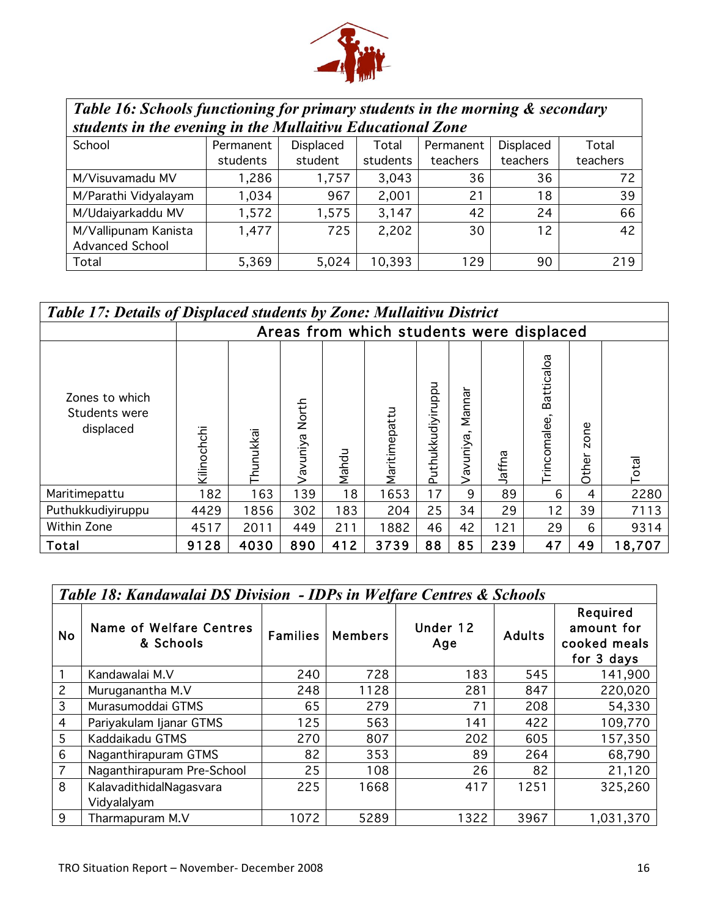| *Table 16: Schools functioning for primary students in the morning & secondary students in the evening in the Mullaitivu Educational Zone* | | | | | | |
|---|---|---|---|---|---|---|
| School | Permanent students | Displaced student | Total students | Permanent teachers | Displaced teachers | Total teachers |
| M/Visuvamadu MV | 1,286 | 1,757 | 3,043 | 36 | 36 | 72 |
| M/Parathi Vidyalayam | 1,034 | 967 | 2,001 | 21 | 18 | 39 |
| M/Udaiyarkaddu MV | 1,572 | 1,575 | 3,147 | 42 | 24 | 66 |
| M/Vallipunam Kanista Advanced School | 1,477 | 725 | 2,202 | 30 | 12 | 42 |
| Total | 5,369 | 5,024 | 10,393 | 129 | 90 | 219 |

| *Table 17: Details of Displaced students by Zone: Mullaitivu District* | | | | | | | | | | | |
|---|---|---|---|---|---|---|---|---|---|---|---|
| | Areas from which students were displaced | | | | | | | | | | |
| Zones to which Students were displaced | Kilinochchi | Thunukkai | Vavuniya North | Mahdu | Maritimepattu | Puthukkudiyiruppu | Vavuniya, Mannar | Jaffna | Trincomalee, Batticaloa | Other zone | Total |
| Maritimepattu | 182 | 163 | 139 | 18 | 1653 | 17 | 9 | 89 | 6 | 4 | 2280 |
| Puthukkudiyiruppu | 4429 | 1856 | 302 | 183 | 204 | 25 | 34 | 29 | 12 | 39 | 7113 |
| Within Zone | 4517 | 2011 | 449 | 211 | 1882 | 46 | 42 | 121 | 29 | 6 | 9314 |
| **Total** | **9128** | **4030** | **890** | **412** | **3739** | **88** | **85** | **239** | **47** | **49** | **18,707** |

| *Table 18: Kandawalai DS Division - IDPs in Welfare Centres & Schools* | | | | | | |
|---|---|---|---|---|---|---|
| No | Name of Welfare Centres & Schools | Families | Members | Under 12 Age | Adults | Required amount for cooked meals for 3 days |
| 1 | Kandawalai M.V | 240 | 728 | 183 | 545 | 141,900 |
| 2 | Muruganantha M.V | 248 | 1128 | 281 | 847 | 220,020 |
| 3 | Murasumoddai GTMS | 65 | 279 | 71 | 208 | 54,330 |
| 4 | Pariyakulam Ijanar GTMS | 125 | 563 | 141 | 422 | 109,770 |
| 5 | Kaddaikadu GTMS | 270 | 807 | 202 | 605 | 157,350 |
| 6 | Naganthirapuram GTMS | 82 | 353 | 89 | 264 | 68,790 |
| 7 | Naganthirapuram Pre-School | 25 | 108 | 26 | 82 | 21,120 |
| 8 | KalavadithidalNagasvara Vidyalalyam | 225 | 1668 | 417 | 1251 | 325,260 |
| 9 | Tharmapuram M.V | 1072 | 5289 | 1322 | 3967 | 1,031,370 |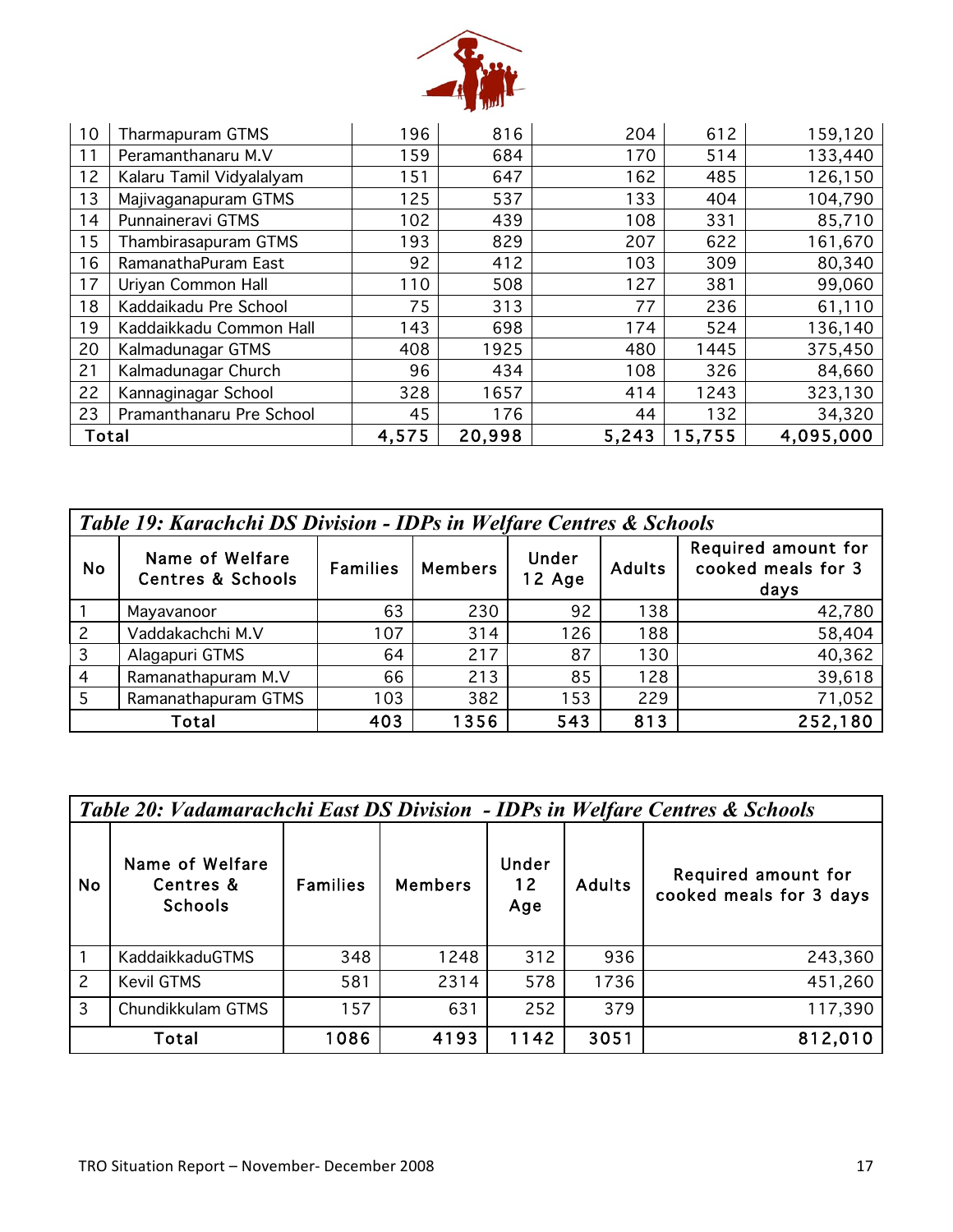| 10 | Tharmapuram GTMS | 196 | 816 | 204 | 612 | 159,120 |
|---|---|---|---|---|---|---|
| 11 | Peramanthanaru M.V | 159 | 684 | 170 | 514 | 133,440 |
| 12 | Kalaru Tamil Vidyalayam | 151 | 647 | 162 | 485 | 126,150 |
| 13 | Majivaganapuram GTMS | 125 | 537 | 133 | 404 | 104,790 |
| 14 | Punnaineravi GTMS | 102 | 439 | 108 | 331 | 85,710 |
| 15 | Thambirasapuram GTMS | 193 | 829 | 207 | 622 | 161,670 |
| 16 | RamanathaPuram East | 92 | 412 | 103 | 309 | 80,340 |
| 17 | Uriyan Common Hall | 110 | 508 | 127 | 381 | 99,060 |
| 18 | Kaddaikadu Pre School | 75 | 313 | 77 | 236 | 61,110 |
| 19 | Kaddaikkadu Common Hall | 143 | 698 | 174 | 524 | 136,140 |
| 20 | Kalmadunagar GTMS | 408 | 1925 | 480 | 1445 | 375,450 |
| 21 | Kalmadunagar Church | 96 | 434 | 108 | 326 | 84,660 |
| 22 | Kannaginagar School | 328 | 1657 | 414 | 1243 | 323,130 |
| 23 | Pramanthanaru Pre School | 45 | 176 | 44 | 132 | 34,320 |
| **Total** | | **4,575** | **20,998** | **5,243** | **15,755** | **4,095,000** |

***Table 19: Karachchi DS Division - IDPs in Welfare Centres & Schools***

| No | Name of Welfare Centres & Schools | Families | Members | Under 12 Age | Adults | Required amount for cooked meals for 3 days |
|---|---|---|---|---|---|---|
| 1 | Mayavanoor | 63 | 230 | 92 | 138 | 42,780 |
| 2 | Vaddakachchi M.V | 107 | 314 | 126 | 188 | 58,404 |
| 3 | Alagapuri GTMS | 64 | 217 | 87 | 130 | 40,362 |
| 4 | Ramanathapuram M.V | 66 | 213 | 85 | 128 | 39,618 |
| 5 | Ramanathapuram GTMS | 103 | 382 | 153 | 229 | 71,052 |
| **Total** | | **403** | **1356** | **543** | **813** | **252,180** |

***Table 20: Vadamarachchi East DS Division - IDPs in Welfare Centres & Schools***

| No | Name of Welfare Centres & Schools | Families | Members | Under 12 Age | Adults | Required amount for cooked meals for 3 days |
|---|---|---|---|---|---|---|
| 1 | KaddaikkaduGTMS | 348 | 1248 | 312 | 936 | 243,360 |
| 2 | Kevil GTMS | 581 | 2314 | 578 | 1736 | 451,260 |
| 3 | Chundikkulam GTMS | 157 | 631 | 252 | 379 | 117,390 |
| **Total** | | **1086** | **4193** | **1142** | **3051** | **812,010** |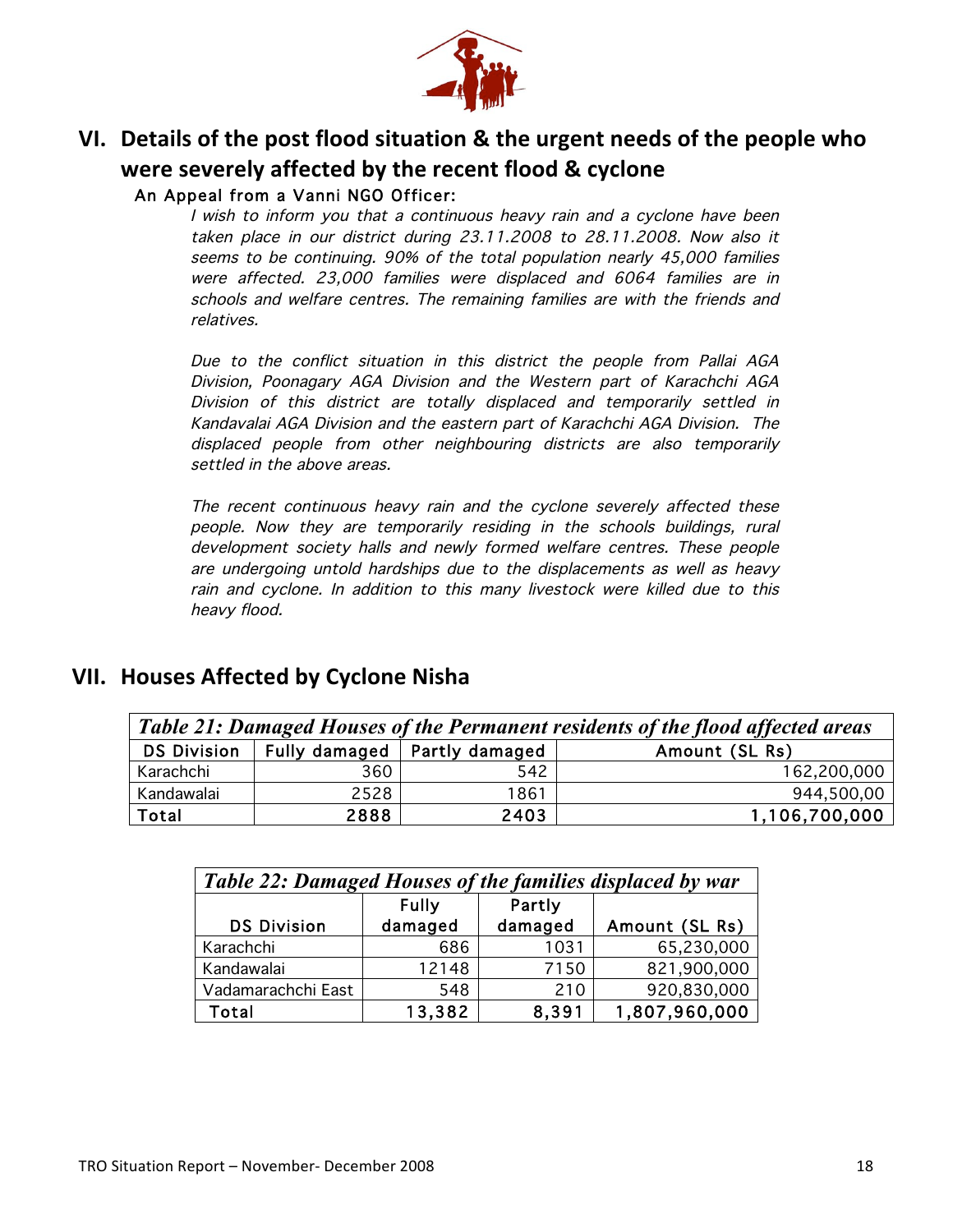## VI. Details of the post flood situation & the urgent needs of the people who were severely affected by the recent flood & cyclone

### An Appeal from a Vanni NGO Officer:

*I wish to inform you that a continuous heavy rain and a cyclone have been taken place in our district during 23.11.2008 to 28.11.2008. Now also it seems to be continuing. 90% of the total population nearly 45,000 families were affected. 23,000 families were displaced and 6064 families are in schools and welfare centres. The remaining families are with the friends and relatives.*

*Due to the conflict situation in this district the people from Pallai AGA Division, Poonagary AGA Division and the Western part of Karachchi AGA Division of this district are totally displaced and temporarily settled in Kandavalai AGA Division and the eastern part of Karachchi AGA Division. The displaced people from other neighbouring districts are also temporarily settled in the above areas.*

*The recent continuous heavy rain and the cyclone severely affected these people. Now they are temporarily residing in the schools buildings, rural development society halls and newly formed welfare centres. These people are undergoing untold hardships due to the displacements as well as heavy rain and cyclone. In addition to this many livestock were killed due to this heavy flood.*

## VII. Houses Affected by Cyclone Nisha

***Table 21: Damaged Houses of the Permanent residents of the flood affected areas***

| DS Division | Fully damaged | Partly damaged | Amount (SL Rs) |
|---|---|---|---|
| Karachchi | 360 | 542 | 162,200,000 |
| Kandawalai | 2528 | 1861 | 944,500,00 |
| **Total** | **2888** | **2403** | **1,106,700,000** |

***Table 22: Damaged Houses of the families displaced by war***

| DS Division | Fully damaged | Partly damaged | Amount (SL Rs) |
|---|---|---|---|
| Karachchi | 686 | 1031 | 65,230,000 |
| Kandawalai | 12148 | 7150 | 821,900,000 |
| Vadamarachchi East | 548 | 210 | 920,830,000 |
| **Total** | **13,382** | **8,391** | **1,807,960,000** |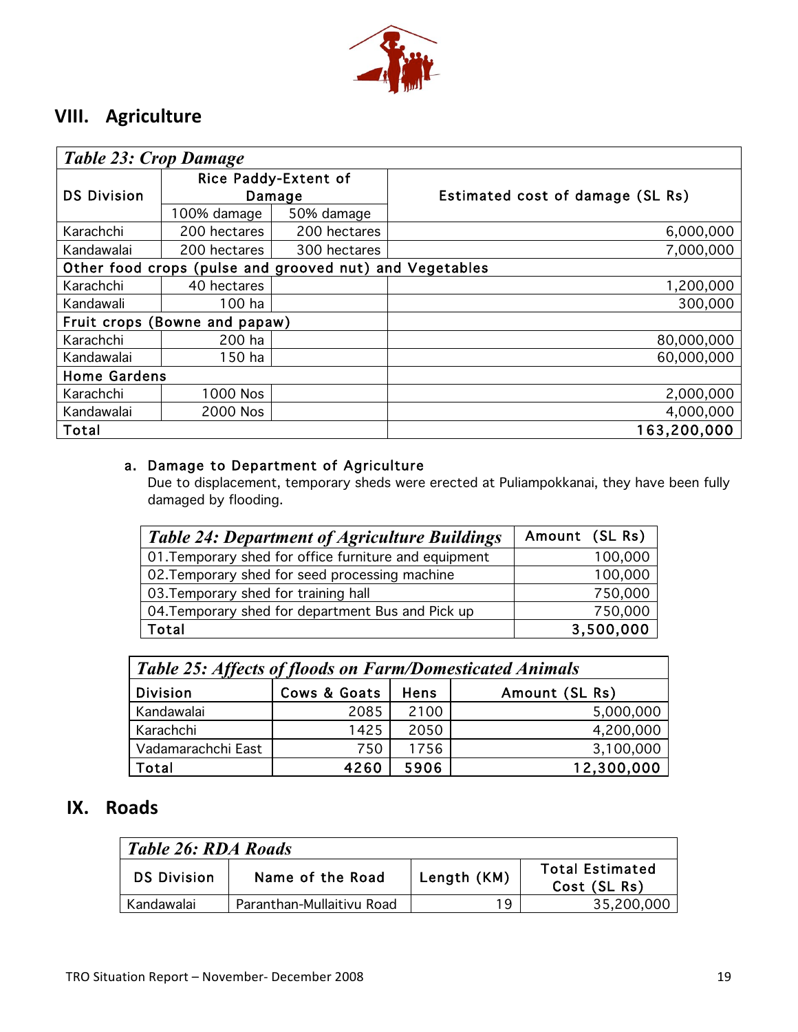## VIII. Agriculture

| *Table 23: Crop Damage* | | | |
|---|---|---|---|
| DS Division | Rice Paddy-Extent of Damage | | Estimated cost of damage (SL Rs) |
| | 100% damage | 50% damage | |
| Karachchi | 200 hectares | 200 hectares | 6,000,000 |
| Kandawalai | 200 hectares | 300 hectares | 7,000,000 |
| Other food crops (pulse and grooved nut) and Vegetables | | | |
| Karachchi | 40 hectares | | 1,200,000 |
| Kandawali | 100 ha | | 300,000 |
| Fruit crops (Bowne and papaw) | | | |
| Karachchi | 200 ha | | 80,000,000 |
| Kandawalai | 150 ha | | 60,000,000 |
| Home Gardens | | | |
| Karachchi | 1000 Nos | | 2,000,000 |
| Kandawalai | 2000 Nos | | 4,000,000 |
| Total | | | 163,200,000 |

a. Damage to Department of Agriculture

Due to displacement, temporary sheds were erected at Puliampokkanai, they have been fully damaged by flooding.

| *Table 24: Department of Agriculture Buildings* | Amount (SL Rs) |
|---|---|
| 01.Temporary shed for office furniture and equipment | 100,000 |
| 02.Temporary shed for seed processing machine | 100,000 |
| 03.Temporary shed for training hall | 750,000 |
| 04.Temporary shed for department Bus and Pick up | 750,000 |
| Total | 3,500,000 |

| *Table 25: Affects of floods on Farm/Domesticated Animals* | | | |
|---|---|---|---|
| Division | Cows & Goats | Hens | Amount (SL Rs) |
| Kandawalai | 2085 | 2100 | 5,000,000 |
| Karachchi | 1425 | 2050 | 4,200,000 |
| Vadamarachchi East | 750 | 1756 | 3,100,000 |
| Total | 4260 | 5906 | 12,300,000 |

## IX. Roads

| *Table 26: RDA Roads* | | | |
|---|---|---|---|
| DS Division | Name of the Road | Length (KM) | Total Estimated Cost (SL Rs) |
| Kandawalai | Paranthan-Mullaitivu Road | 19 | 35,200,000 |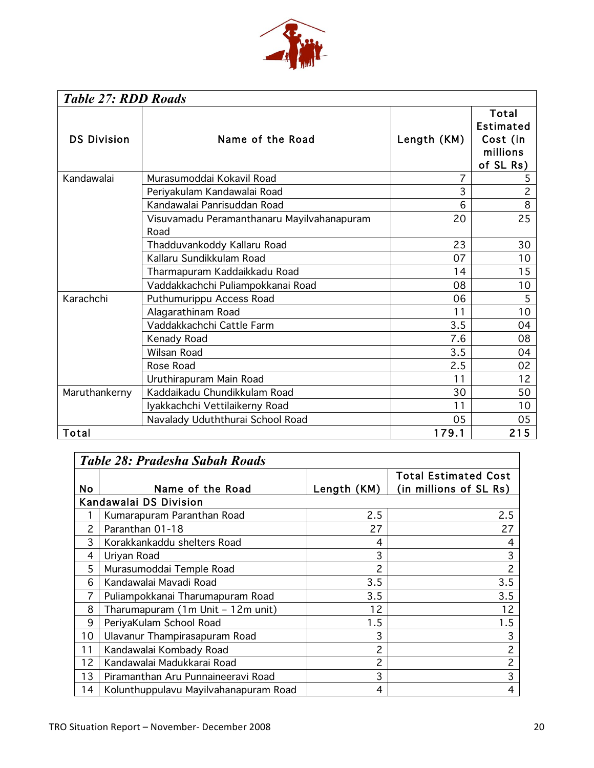**Table 27: RDD Roads**

| DS Division | Name of the Road | Length (KM) | Total Estimated Cost (in millions of SL Rs) |
|---|---|---|---|
| Kandawalai | Murasumoddai Kokavil Road | 7 | 5 |
| | Periyakulam Kandawalai Road | 3 | 2 |
| | Kandawalai Panrisuddan Road | 6 | 8 |
| | Visuvamadu Peramanthanaru Mayilvahanapuram Road | 20 | 25 |
| | Thadduvankoddy Kallaru Road | 23 | 30 |
| | Kallaru Sundikkulam Road | 07 | 10 |
| | Tharmapuram Kaddaikkadu Road | 14 | 15 |
| | Vaddakkachchi Puliampokkanai Road | 08 | 10 |
| Karachchi | Puthumurippu Access Road | 06 | 5 |
| | Alagarathinam Road | 11 | 10 |
| | Vaddakkachchi Cattle Farm | 3.5 | 04 |
| | Kenady Road | 7.6 | 08 |
| | Wilsan Road | 3.5 | 04 |
| | Rose Road | 2.5 | 02 |
| | Uruthirapuram Main Road | 11 | 12 |
| Maruthankerny | Kaddaikadu Chundikkulam Road | 30 | 50 |
| | Iyakkachchi Vettilaikerny Road | 11 | 10 |
| | Navalady Uduththurai School Road | 05 | 05 |
| Total | | 179.1 | 215 |

**Table 28: Pradesha Sabah Roads**

| No | Name of the Road | Length (KM) | Total Estimated Cost (in millions of SL Rs) |
|---|---|---|---|
| Kandawalai DS Division | | | |
| 1 | Kumarapuram Paranthan Road | 2.5 | 2.5 |
| 2 | Paranthan 01-18 | 27 | 27 |
| 3 | Korakkankaddu shelters Road | 4 | 4 |
| 4 | Uriyan Road | 3 | 3 |
| 5 | Murasumoddai Temple Road | 2 | 2 |
| 6 | Kandawalai Mavadi Road | 3.5 | 3.5 |
| 7 | Puliampokkanai Tharumapuram Road | 3.5 | 3.5 |
| 8 | Tharumapuram (1m Unit – 12m unit) | 12 | 12 |
| 9 | PeriyaKulam School Road | 1.5 | 1.5 |
| 10 | Ulavanur Thampirasapuram Road | 3 | 3 |
| 11 | Kandawalai Kombady Road | 2 | 2 |
| 12 | Kandawalai Madukkarai Road | 2 | 2 |
| 13 | Piramanthan Aru Punnaineeravi Road | 3 | 3 |
| 14 | Kolunthuppulavu Mayilvahanapuram Road | 4 | 4 |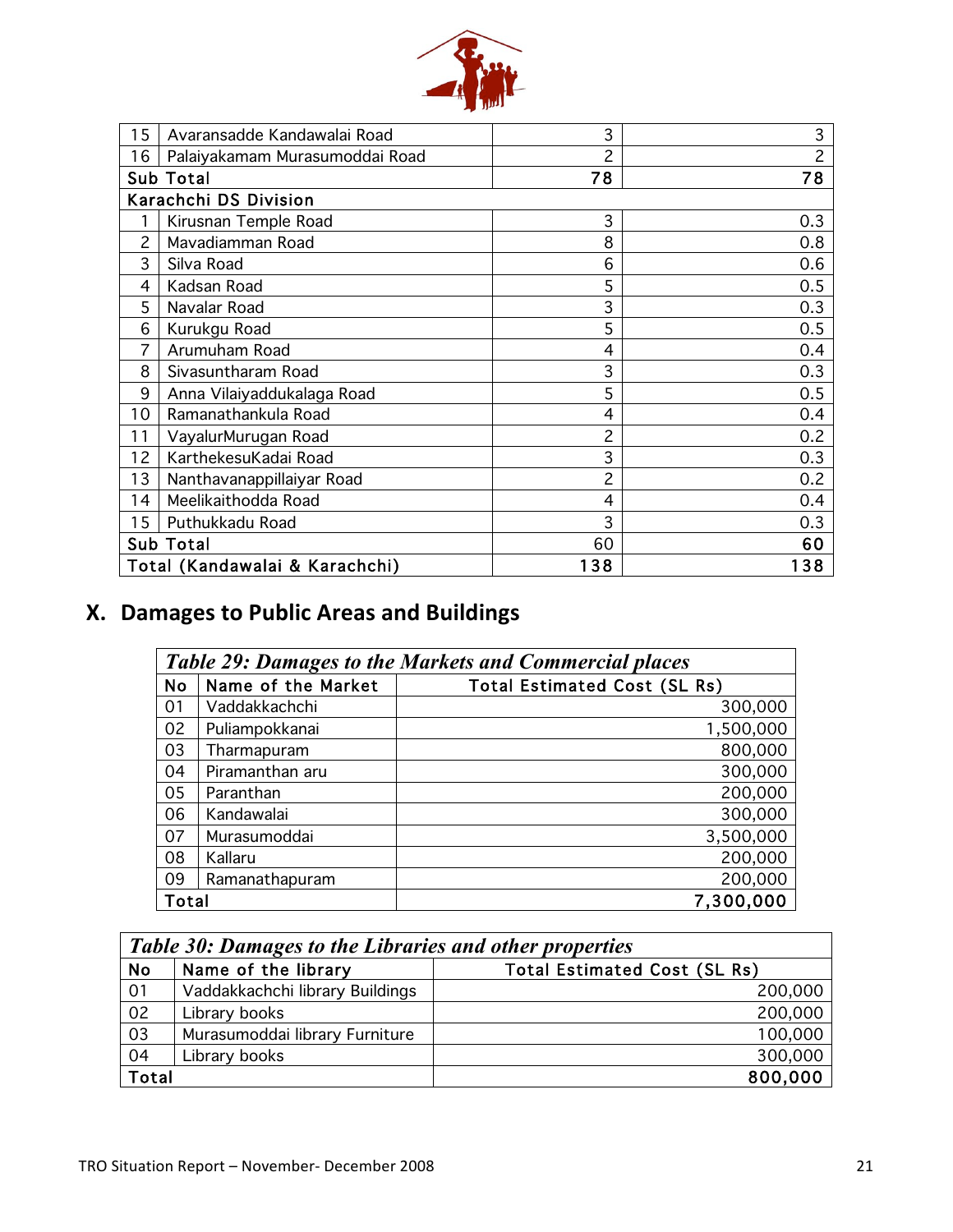| | | | |
|---|---|---|---|
| 15 | Avaransadde Kandawalai Road | 3 | 3 |
| 16 | Palaiyakamam Murasumoddai Road | 2 | 2 |
| **Sub Total** | | **78** | **78** |
| **Karachchi DS Division** | | | |
| 1 | Kirusnan Temple Road | 3 | 0.3 |
| 2 | Mavadiamman Road | 8 | 0.8 |
| 3 | Silva Road | 6 | 0.6 |
| 4 | Kadsan Road | 5 | 0.5 |
| 5 | Navalar Road | 3 | 0.3 |
| 6 | Kurukgu Road | 5 | 0.5 |
| 7 | Arumuham Road | 4 | 0.4 |
| 8 | Sivasuntharam Road | 3 | 0.3 |
| 9 | Anna Vilaiyaddukalaga Road | 5 | 0.5 |
| 10 | Ramanathankula Road | 4 | 0.4 |
| 11 | VayalurMurugan Road | 2 | 0.2 |
| 12 | KarthekesuKadai Road | 3 | 0.3 |
| 13 | Nanthavanappillaiyar Road | 2 | 0.2 |
| 14 | Meelikaithodda Road | 4 | 0.4 |
| 15 | Puthukkadu Road | 3 | 0.3 |
| **Sub Total** | | 60 | **60** |
| **Total (Kandawalai & Karachchi)** | | **138** | **138** |

## X. Damages to Public Areas and Buildings

***Table 29: Damages to the Markets and Commercial places***

| No | Name of the Market | Total Estimated Cost (SL Rs) |
|---|---|---|
| 01 | Vaddakkachchi | 300,000 |
| 02 | Puliampokkanai | 1,500,000 |
| 03 | Tharmapuram | 800,000 |
| 04 | Piramanthan aru | 300,000 |
| 05 | Paranthan | 200,000 |
| 06 | Kandawalai | 300,000 |
| 07 | Murasumoddai | 3,500,000 |
| 08 | Kallaru | 200,000 |
| 09 | Ramanathapuram | 200,000 |
| **Total** | | **7,300,000** |

***Table 30: Damages to the Libraries and other properties***

| No | Name of the library | Total Estimated Cost (SL Rs) |
|---|---|---|
| 01 | Vaddakkachchi library Buildings | 200,000 |
| 02 | Library books | 200,000 |
| 03 | Murasumoddai library Furniture | 100,000 |
| 04 | Library books | 300,000 |
| **Total** | | **800,000** |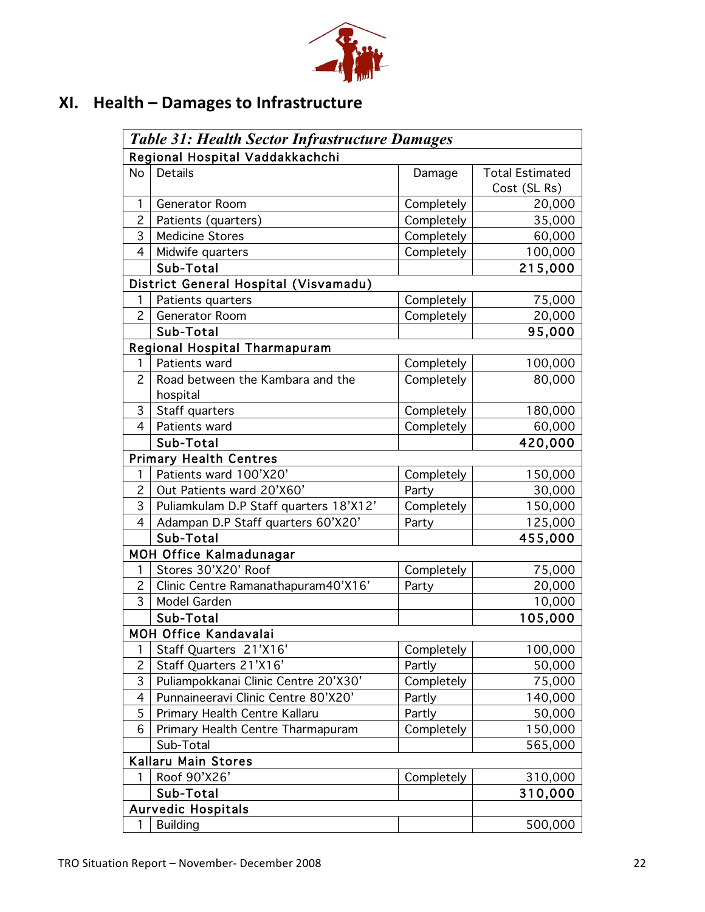# XI. Health – Damages to Infrastructure

| *Table 31: Health Sector Infrastructure Damages* | | | |
|---|---|---|---|
| Regional Hospital Vaddakkachchi | | | |
| No | Details | Damage | Total Estimated Cost (SL Rs) |
| 1 | Generator Room | Completely | 20,000 |
| 2 | Patients (quarters) | Completely | 35,000 |
| 3 | Medicine Stores | Completely | 60,000 |
| 4 | Midwife quarters | Completely | 100,000 |
| | **Sub-Total** | | **215,000** |
| District General Hospital (Visvamadu) | | | |
| 1 | Patients quarters | Completely | 75,000 |
| 2 | Generator Room | Completely | 20,000 |
| | **Sub-Total** | | **95,000** |
| Regional Hospital Tharmapuram | | | |
| 1 | Patients ward | Completely | 100,000 |
| 2 | Road between the Kambara and the hospital | Completely | 80,000 |
| 3 | Staff quarters | Completely | 180,000 |
| 4 | Patients ward | Completely | 60,000 |
| | **Sub-Total** | | **420,000** |
| Primary Health Centres | | | |
| 1 | Patients ward 100'X20' | Completely | 150,000 |
| 2 | Out Patients ward 20'X60' | Party | 30,000 |
| 3 | Puliamkulam D.P Staff quarters 18'X12' | Completely | 150,000 |
| 4 | Adampan D.P Staff quarters 60'X20' | Party | 125,000 |
| | **Sub-Total** | | **455,000** |
| MOH Office Kalmadunagar | | | |
| 1 | Stores 30'X20' Roof | Completely | 75,000 |
| 2 | Clinic Centre Ramanathapuram40'X16' | Party | 20,000 |
| 3 | Model Garden | | 10,000 |
| | **Sub-Total** | | **105,000** |
| MOH Office Kandavalai | | | |
| 1 | Staff Quarters 21'X16' | Completely | 100,000 |
| 2 | Staff Quarters 21'X16' | Partly | 50,000 |
| 3 | Puliampokkanai Clinic Centre 20'X30' | Completely | 75,000 |
| 4 | Punnaineeravi Clinic Centre 80'X20' | Partly | 140,000 |
| 5 | Primary Health Centre Kallaru | Partly | 50,000 |
| 6 | Primary Health Centre Tharmapuram | Completely | 150,000 |
| | Sub-Total | | 565,000 |
| Kallaru Main Stores | | | |
| 1 | Roof 90'X26' | Completely | 310,000 |
| | **Sub-Total** | | **310,000** |
| Aurvedic Hospitals | | | |
| 1 | Building | | 500,000 |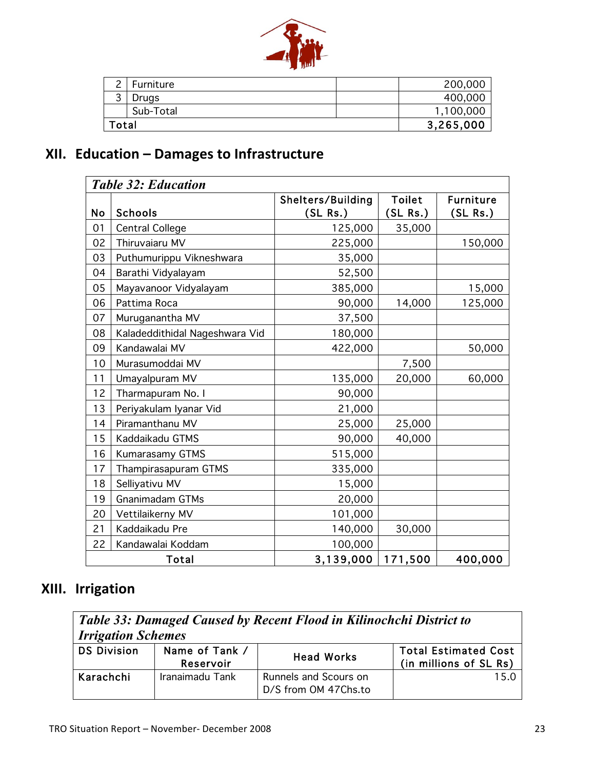| 2 | Furniture | | 200,000 |
|---|---|---|---|
| 3 | Drugs | | 400,000 |
| | Sub-Total | | 1,100,000 |
| Total | | | 3,265,000 |

## XII. Education – Damages to Infrastructure

*Table 32: Education*

| No | Schools | Shelters/Building (SL Rs.) | Toilet (SL Rs.) | Furniture (SL Rs.) |
|---|---|---|---|---|
| 01 | Central College | 125,000 | 35,000 | |
| 02 | Thiruvaiaru MV | 225,000 | | 150,000 |
| 03 | Puthumurippu Vikneshwara | 35,000 | | |
| 04 | Barathi Vidyalayam | 52,500 | | |
| 05 | Mayavanoor Vidyalayam | 385,000 | | 15,000 |
| 06 | Pattima Roca | 90,000 | 14,000 | 125,000 |
| 07 | Murugananatha MV | 37,500 | | |
| 08 | Kaladeddithidal Nageshwara Vid | 180,000 | | |
| 09 | Kandawalai MV | 422,000 | | 50,000 |
| 10 | Murasumoddai MV | | 7,500 | |
| 11 | Umayalpuram MV | 135,000 | 20,000 | 60,000 |
| 12 | Tharmapuram No. I | 90,000 | | |
| 13 | Periyakulam Iyanar Vid | 21,000 | | |
| 14 | Piramanthanu MV | 25,000 | 25,000 | |
| 15 | Kaddaikadu GTMS | 90,000 | 40,000 | |
| 16 | Kumarasamy GTMS | 515,000 | | |
| 17 | Thampirasapuram GTMS | 335,000 | | |
| 18 | Selliyativu MV | 15,000 | | |
| 19 | Gnanimadam GTMs | 20,000 | | |
| 20 | Vettilaikerny MV | 101,000 | | |
| 21 | Kaddaikadu Pre | 140,000 | 30,000 | |
| 22 | Kandawalai Koddam | 100,000 | | |
| | Total | 3,139,000 | 171,500 | 400,000 |

## XIII. Irrigation

*Table 33: Damaged Caused by Recent Flood in Kilinochchi District to Irrigation Schemes*

| DS Division | Name of Tank / Reservoir | Head Works | Total Estimated Cost (in millions of SL Rs) |
|---|---|---|---|
| Karachchi | Iranaimadu Tank | Runnels and Scours on D/S from OM 47Chs.to | 15.0 |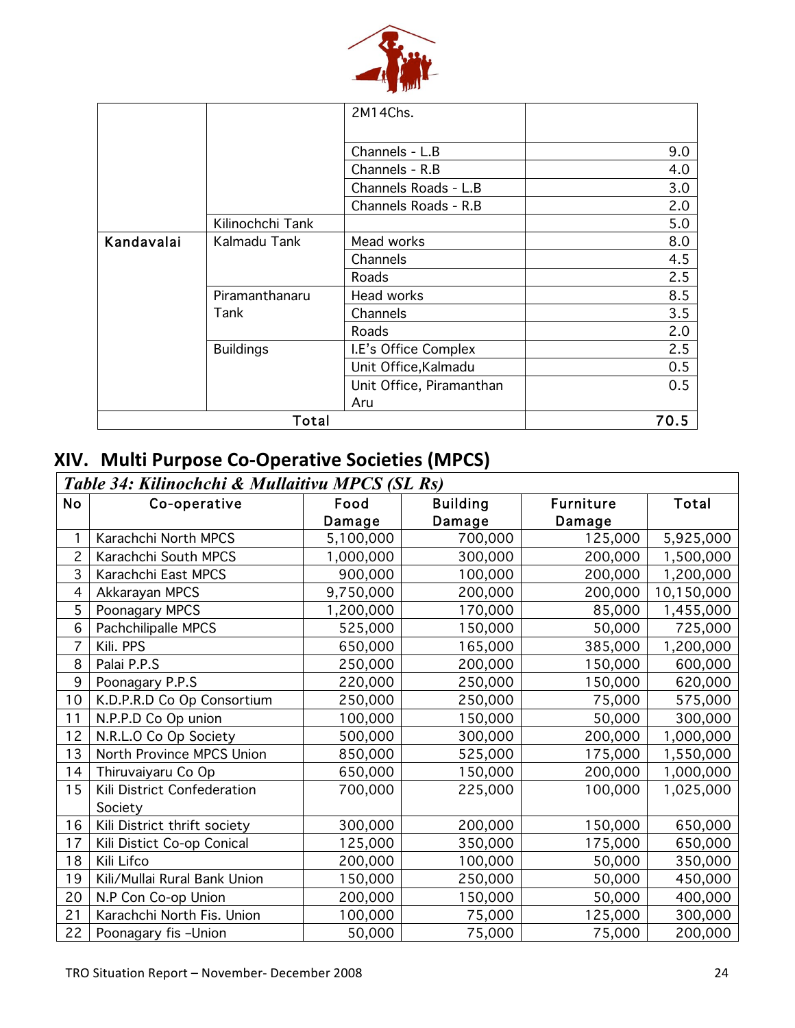| | | 2M14Chs. | |
|---|---|---|---|
| | | Channels - L.B | 9.0 |
| | | Channels - R.B | 4.0 |
| | | Channels Roads - L.B | 3.0 |
| | | Channels Roads - R.B | 2.0 |
| | Kilinochchi Tank | | 5.0 |
| Kandavalai | Kalmadu Tank | Mead works | 8.0 |
| | | Channels | 4.5 |
| | | Roads | 2.5 |
| | Piramanthanaru Tank | Head works | 8.5 |
| | | Channels | 3.5 |
| | | Roads | 2.0 |
| | Buildings | I.E's Office Complex | 2.5 |
| | | Unit Office,Kalmadu | 0.5 |
| | | Unit Office, Piramanthan Aru | 0.5 |
| Total | | | **70.5** |

## XIV. Multi Purpose Co-Operative Societies (MPCS)

*Table 34: Kilinochchi & Mullaitivu MPCS (SL Rs)*

| No | Co-operative | Food Damage | Building Damage | Furniture Damage | Total |
|---|---|---|---|---|---|
| 1 | Karachchi North MPCS | 5,100,000 | 700,000 | 125,000 | 5,925,000 |
| 2 | Karachchi South MPCS | 1,000,000 | 300,000 | 200,000 | 1,500,000 |
| 3 | Karachchi East MPCS | 900,000 | 100,000 | 200,000 | 1,200,000 |
| 4 | Akkarayan MPCS | 9,750,000 | 200,000 | 200,000 | 10,150,000 |
| 5 | Poonagary MPCS | 1,200,000 | 170,000 | 85,000 | 1,455,000 |
| 6 | Pachchilipalle MPCS | 525,000 | 150,000 | 50,000 | 725,000 |
| 7 | Kili. PPS | 650,000 | 165,000 | 385,000 | 1,200,000 |
| 8 | Palai P.P.S | 250,000 | 200,000 | 150,000 | 600,000 |
| 9 | Poonagary P.P.S | 220,000 | 250,000 | 150,000 | 620,000 |
| 10 | K.D.P.R.D Co Op Consortium | 250,000 | 250,000 | 75,000 | 575,000 |
| 11 | N.P.P.D Co Op union | 100,000 | 150,000 | 50,000 | 300,000 |
| 12 | N.R.L.O Co Op Society | 500,000 | 300,000 | 200,000 | 1,000,000 |
| 13 | North Province MPCS Union | 850,000 | 525,000 | 175,000 | 1,550,000 |
| 14 | Thiruvaiyaru Co Op | 650,000 | 150,000 | 200,000 | 1,000,000 |
| 15 | Kili District Confederation Society | 700,000 | 225,000 | 100,000 | 1,025,000 |
| 16 | Kili District thrift society | 300,000 | 200,000 | 150,000 | 650,000 |
| 17 | Kili Distict Co-op Conical | 125,000 | 350,000 | 175,000 | 650,000 |
| 18 | Kili Lifco | 200,000 | 100,000 | 50,000 | 350,000 |
| 19 | Kili/Mullai Rural Bank Union | 150,000 | 250,000 | 50,000 | 450,000 |
| 20 | N.P Con Co-op Union | 200,000 | 150,000 | 50,000 | 400,000 |
| 21 | Karachchi North Fis. Union | 100,000 | 75,000 | 125,000 | 300,000 |
| 22 | Poonagary fis –Union | 50,000 | 75,000 | 75,000 | 200,000 |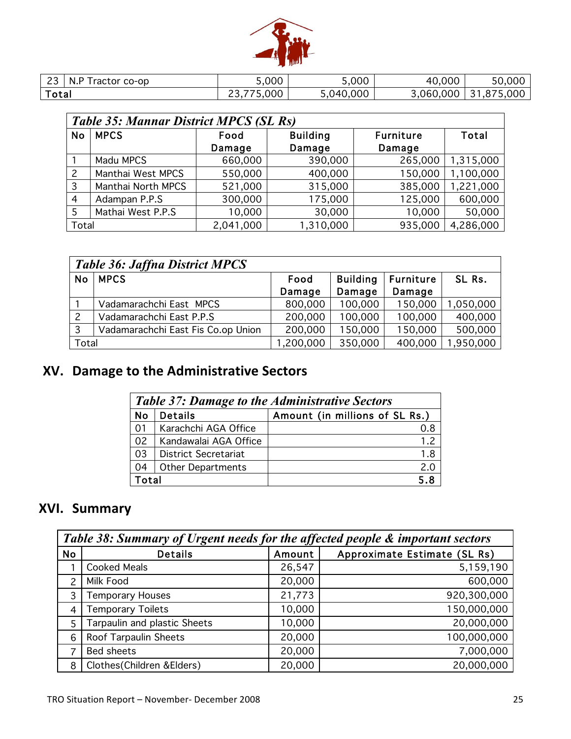| 23 | N.P Tractor co-op | 5,000 | 5,000 | 40,000 | 50,000 |
|---|---|---|---|---|---|
| Total | | 23,775,000 | 5,040,000 | 3,060,000 | 31,875,000 |

| *Table 35: Mannar District MPCS (SL Rs)* | | | | | |
|---|---|---|---|---|---|
| No | MPCS | Food Damage | Building Damage | Furniture Damage | Total |
| 1 | Madu MPCS | 660,000 | 390,000 | 265,000 | 1,315,000 |
| 2 | Manthai West MPCS | 550,000 | 400,000 | 150,000 | 1,100,000 |
| 3 | Manthai North MPCS | 521,000 | 315,000 | 385,000 | 1,221,000 |
| 4 | Adampan P.P.S | 300,000 | 175,000 | 125,000 | 600,000 |
| 5 | Mathai West P.P.S | 10,000 | 30,000 | 10,000 | 50,000 |
| Total | | 2,041,000 | 1,310,000 | 935,000 | 4,286,000 |

| *Table 36: Jaffna District MPCS* | | | | | |
|---|---|---|---|---|---|
| No | MPCS | Food Damage | Building Damage | Furniture Damage | SL Rs. |
| 1 | Vadamarachchi East MPCS | 800,000 | 100,000 | 150,000 | 1,050,000 |
| 2 | Vadamarachchi East P.P.S | 200,000 | 100,000 | 100,000 | 400,000 |
| 3 | Vadamarachchi East Fis Co.op Union | 200,000 | 150,000 | 150,000 | 500,000 |
| Total | | 1,200,000 | 350,000 | 400,000 | 1,950,000 |

## XV. Damage to the Administrative Sectors

| *Table 37: Damage to the Administrative Sectors* | | |
|---|---|---|
| No | Details | Amount (in millions of SL Rs.) |
| 01 | Karachchi AGA Office | 0.8 |
| 02 | Kandawalai AGA Office | 1.2 |
| 03 | District Secretariat | 1.8 |
| 04 | Other Departments | 2.0 |
| Total | | 5.8 |

## XVI. Summary

| *Table 38: Summary of Urgent needs for the affected people & important sectors* | | | |
|---|---|---|---|
| No | Details | Amount | Approximate Estimate (SL Rs) |
| 1 | Cooked Meals | 26,547 | 5,159,190 |
| 2 | Milk Food | 20,000 | 600,000 |
| 3 | Temporary Houses | 21,773 | 920,300,000 |
| 4 | Temporary Toilets | 10,000 | 150,000,000 |
| 5 | Tarpaulin and plastic Sheets | 10,000 | 20,000,000 |
| 6 | Roof Tarpaulin Sheets | 20,000 | 100,000,000 |
| 7 | Bed sheets | 20,000 | 7,000,000 |
| 8 | Clothes(Children &Elders) | 20,000 | 20,000,000 |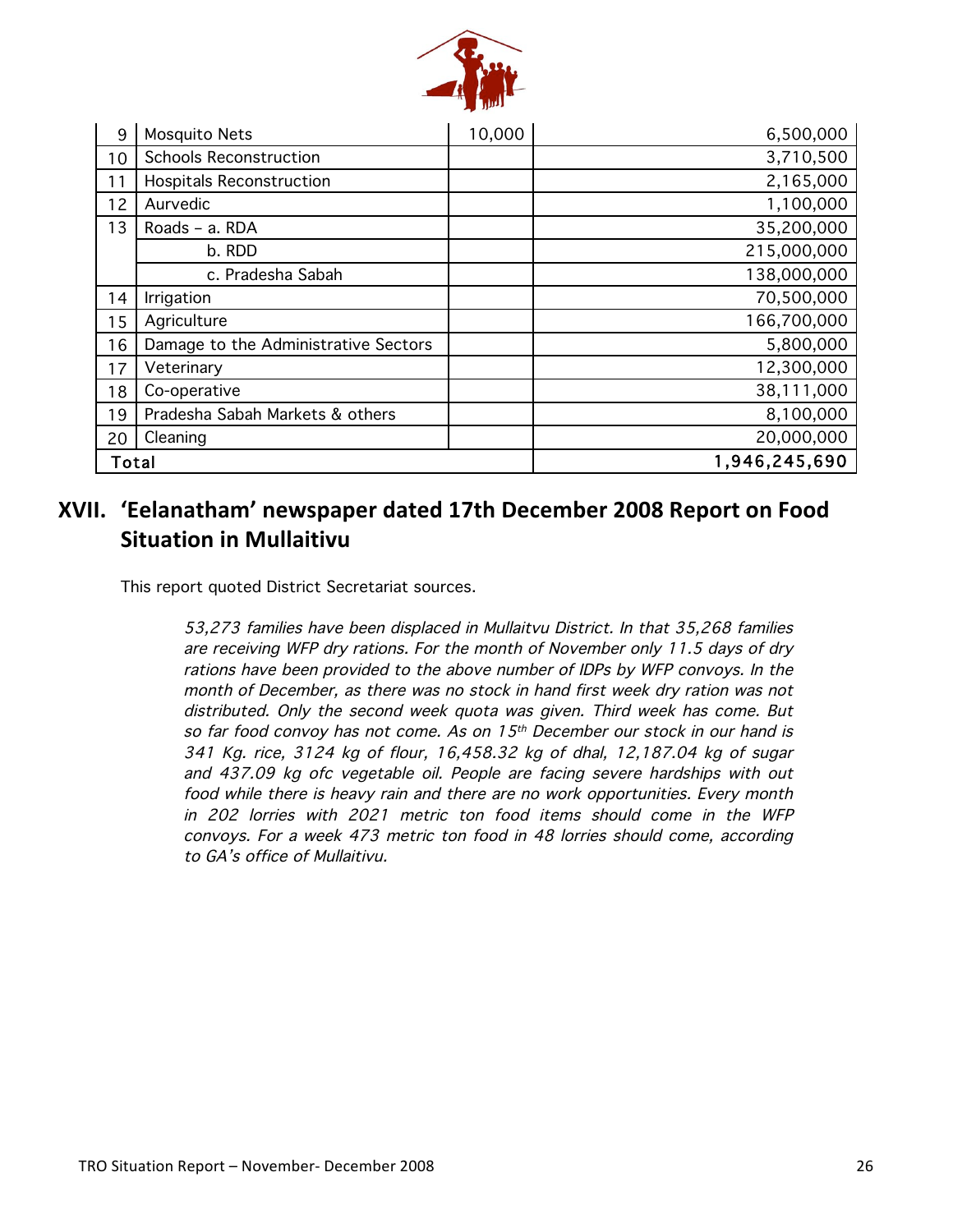| | | | |
|---|---|---|---|
| 9 | Mosquito Nets | 10,000 | 6,500,000 |
| 10 | Schools Reconstruction | | 3,710,500 |
| 11 | Hospitals Reconstruction | | 2,165,000 |
| 12 | Aurvedic | | 1,100,000 |
| 13 | Roads – a. RDA | | 35,200,000 |
| | b. RDD | | 215,000,000 |
| | c. Pradesha Sabah | | 138,000,000 |
| 14 | Irrigation | | 70,500,000 |
| 15 | Agriculture | | 166,700,000 |
| 16 | Damage to the Administrative Sectors | | 5,800,000 |
| 17 | Veterinary | | 12,300,000 |
| 18 | Co-operative | | 38,111,000 |
| 19 | Pradesha Sabah Markets & others | | 8,100,000 |
| 20 | Cleaning | | 20,000,000 |
| Total | | | 1,946,245,690 |

## XVII. 'Eelanatham' newspaper dated 17th December 2008 Report on Food Situation in Mullaitivu

This report quoted District Secretariat sources.

> *53,273 families have been displaced in Mullaitvu District. In that 35,268 families are receiving WFP dry rations. For the month of November only 11.5 days of dry rations have been provided to the above number of IDPs by WFP convoys. In the month of December, as there was no stock in hand first week dry ration was not distributed. Only the second week quota was given. Third week has come. But so far food convoy has not come. As on 15th December our stock in our hand is 341 Kg. rice, 3124 kg of flour, 16,458.32 kg of dhal, 12,187.04 kg of sugar and 437.09 kg ofc vegetable oil. People are facing severe hardships with out food while there is heavy rain and there are no work opportunities. Every month in 202 lorries with 2021 metric ton food items should come in the WFP convoys. For a week 473 metric ton food in 48 lorries should come, according to GA's office of Mullaitivu.*